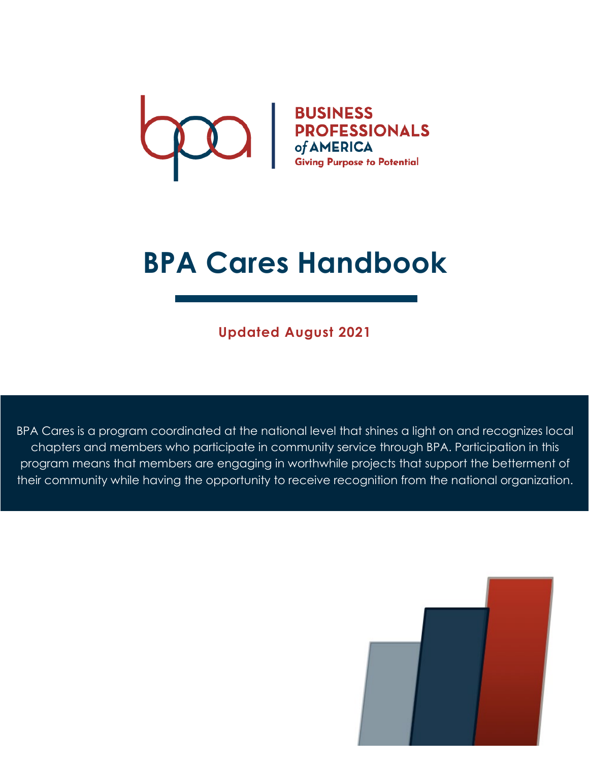BUSINESS PROFESSIONALS of AMERICA

Giving Purpose to Potential

# BPA Cares Handbook

**Updated August 2021**

BPA Cares is a program coordinated at the national level that shines a light on and recognizes local chapters and members who participate in community service through BPA. Participation in this program means that members are engaging in worthwhile projects that support the betterment of their community while having the opportunity to receive recognition from the national organization.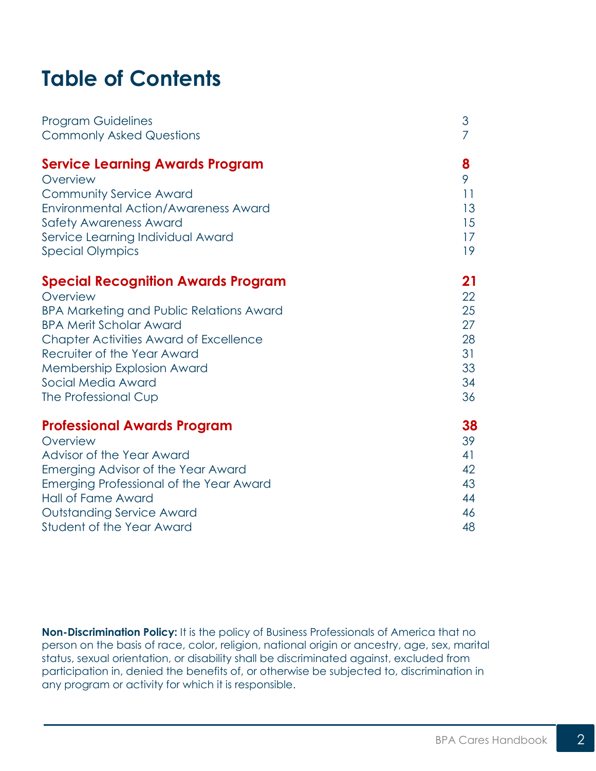# Table of Contents

| | |
|---|---|
| Program Guidelines | 3 |
| Commonly Asked Questions | 7 |
| **Service Learning Awards Program** | **8** |
| Overview | 9 |
| Community Service Award | 11 |
| Environmental Action/Awareness Award | 13 |
| Safety Awareness Award | 15 |
| Service Learning Individual Award | 17 |
| Special Olympics | 19 |
| **Special Recognition Awards Program** | **21** |
| Overview | 22 |
| BPA Marketing and Public Relations Award | 25 |
| BPA Merit Scholar Award | 27 |
| Chapter Activities Award of Excellence | 28 |
| Recruiter of the Year Award | 31 |
| Membership Explosion Award | 33 |
| Social Media Award | 34 |
| The Professional Cup | 36 |
| **Professional Awards Program** | **38** |
| Overview | 39 |
| Advisor of the Year Award | 41 |
| Emerging Advisor of the Year Award | 42 |
| Emerging Professional of the Year Award | 43 |
| Hall of Fame Award | 44 |
| Outstanding Service Award | 46 |
| Student of the Year Award | 48 |

**Non-Discrimination Policy:** It is the policy of Business Professionals of America that no person on the basis of race, color, religion, national origin or ancestry, age, sex, marital status, sexual orientation, or disability shall be discriminated against, excluded from participation in, denied the benefits of, or otherwise be subjected to, discrimination in any program or activity for which it is responsible.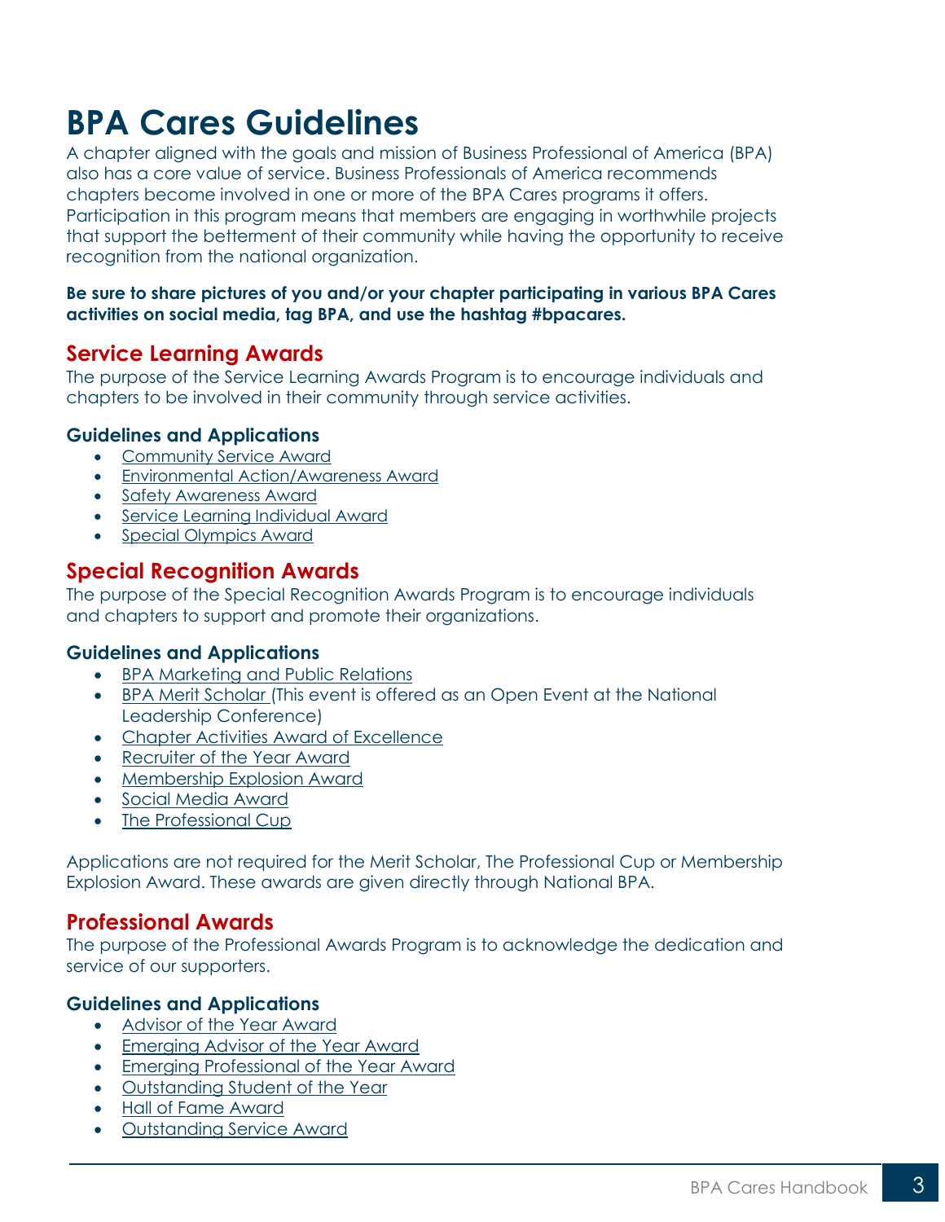# BPA Cares Guidelines

A chapter aligned with the goals and mission of Business Professional of America (BPA) also has a core value of service. Business Professionals of America recommends chapters become involved in one or more of the BPA Cares programs it offers. Participation in this program means that members are engaging in worthwhile projects that support the betterment of their community while having the opportunity to receive recognition from the national organization.

**Be sure to share pictures of you and/or your chapter participating in various BPA Cares activities on social media, tag BPA, and use the hashtag #bpacares.**

## Service Learning Awards

The purpose of the Service Learning Awards Program is to encourage individuals and chapters to be involved in their community through service activities.

### Guidelines and Applications

- Community Service Award
- Environmental Action/Awareness Award
- Safety Awareness Award
- Service Learning Individual Award
- Special Olympics Award

## Special Recognition Awards

The purpose of the Special Recognition Awards Program is to encourage individuals and chapters to support and promote their organizations.

### Guidelines and Applications

- BPA Marketing and Public Relations
- BPA Merit Scholar (This event is offered as an Open Event at the National Leadership Conference)
- Chapter Activities Award of Excellence
- Recruiter of the Year Award
- Membership Explosion Award
- Social Media Award
- The Professional Cup

Applications are not required for the Merit Scholar, The Professional Cup or Membership Explosion Award. These awards are given directly through National BPA.

## Professional Awards

The purpose of the Professional Awards Program is to acknowledge the dedication and service of our supporters.

### Guidelines and Applications

- Advisor of the Year Award
- Emerging Advisor of the Year Award
- Emerging Professional of the Year Award
- Outstanding Student of the Year
- Hall of Fame Award
- Outstanding Service Award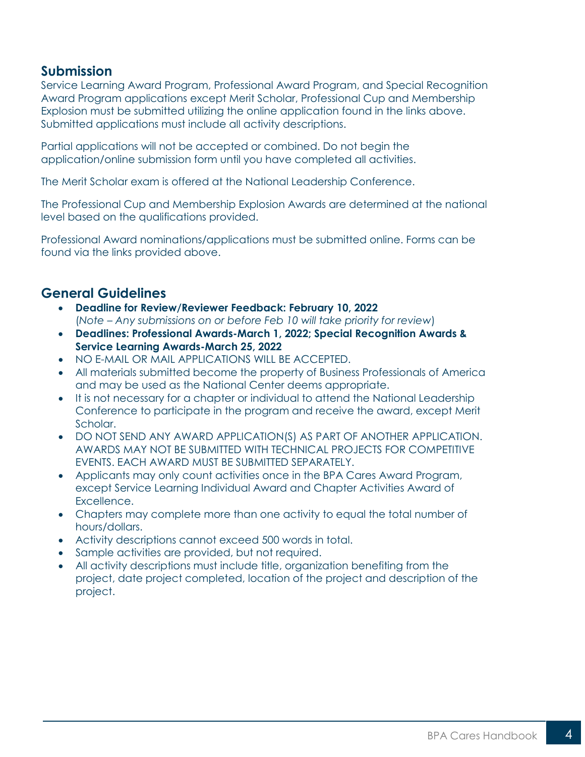## Submission

Service Learning Award Program, Professional Award Program, and Special Recognition Award Program applications except Merit Scholar, Professional Cup and Membership Explosion must be submitted utilizing the online application found in the links above. Submitted applications must include all activity descriptions.

Partial applications will not be accepted or combined. Do not begin the application/online submission form until you have completed all activities.

The Merit Scholar exam is offered at the National Leadership Conference.

The Professional Cup and Membership Explosion Awards are determined at the national level based on the qualifications provided.

Professional Award nominations/applications must be submitted online. Forms can be found via the links provided above.

## General Guidelines

- **Deadline for Review/Reviewer Feedback: February 10, 2022** (*Note – Any submissions on or before Feb 10 will take priority for review*)
- **Deadlines: Professional Awards-March 1, 2022; Special Recognition Awards & Service Learning Awards-March 25, 2022**
- NO E-MAIL OR MAIL APPLICATIONS WILL BE ACCEPTED.
- All materials submitted become the property of Business Professionals of America and may be used as the National Center deems appropriate.
- It is not necessary for a chapter or individual to attend the National Leadership Conference to participate in the program and receive the award, except Merit Scholar.
- DO NOT SEND ANY AWARD APPLICATION(S) AS PART OF ANOTHER APPLICATION. AWARDS MAY NOT BE SUBMITTED WITH TECHNICAL PROJECTS FOR COMPETITIVE EVENTS. EACH AWARD MUST BE SUBMITTED SEPARATELY.
- Applicants may only count activities once in the BPA Cares Award Program, except Service Learning Individual Award and Chapter Activities Award of Excellence.
- Chapters may complete more than one activity to equal the total number of hours/dollars.
- Activity descriptions cannot exceed 500 words in total.
- Sample activities are provided, but not required.
- All activity descriptions must include title, organization benefiting from the project, date project completed, location of the project and description of the project.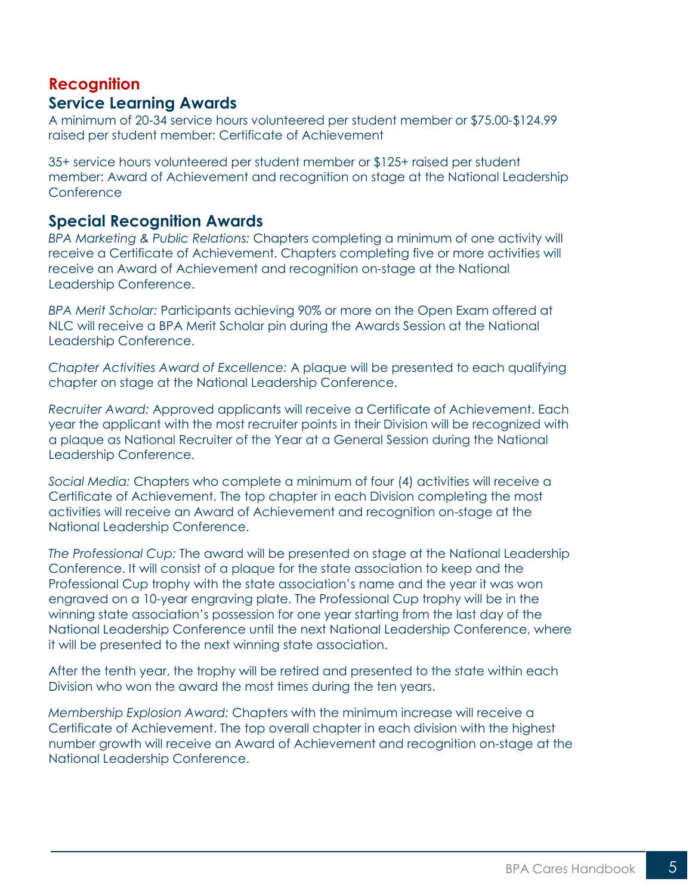## Recognition

### Service Learning Awards

A minimum of 20-34 service hours volunteered per student member or $75.00-$124.99 raised per student member: Certificate of Achievement

35+ service hours volunteered per student member or $125+ raised per student member: Award of Achievement and recognition on stage at the National Leadership Conference

### Special Recognition Awards

*BPA Marketing & Public Relations:* Chapters completing a minimum of one activity will receive a Certificate of Achievement. Chapters completing five or more activities will receive an Award of Achievement and recognition on-stage at the National Leadership Conference.

*BPA Merit Scholar:* Participants achieving 90% or more on the Open Exam offered at NLC will receive a BPA Merit Scholar pin during the Awards Session at the National Leadership Conference.

*Chapter Activities Award of Excellence:* A plaque will be presented to each qualifying chapter on stage at the National Leadership Conference.

*Recruiter Award:* Approved applicants will receive a Certificate of Achievement. Each year the applicant with the most recruiter points in their Division will be recognized with a plaque as National Recruiter of the Year at a General Session during the National Leadership Conference.

*Social Media:* Chapters who complete a minimum of four (4) activities will receive a Certificate of Achievement. The top chapter in each Division completing the most activities will receive an Award of Achievement and recognition on-stage at the National Leadership Conference.

*The Professional Cup:* The award will be presented on stage at the National Leadership Conference. It will consist of a plaque for the state association to keep and the Professional Cup trophy with the state association's name and the year it was won engraved on a 10-year engraving plate. The Professional Cup trophy will be in the winning state association's possession for one year starting from the last day of the National Leadership Conference until the next National Leadership Conference, where it will be presented to the next winning state association.

After the tenth year, the trophy will be retired and presented to the state within each Division who won the award the most times during the ten years.

*Membership Explosion Award:* Chapters with the minimum increase will receive a Certificate of Achievement. The top overall chapter in each division with the highest number growth will receive an Award of Achievement and recognition on-stage at the National Leadership Conference.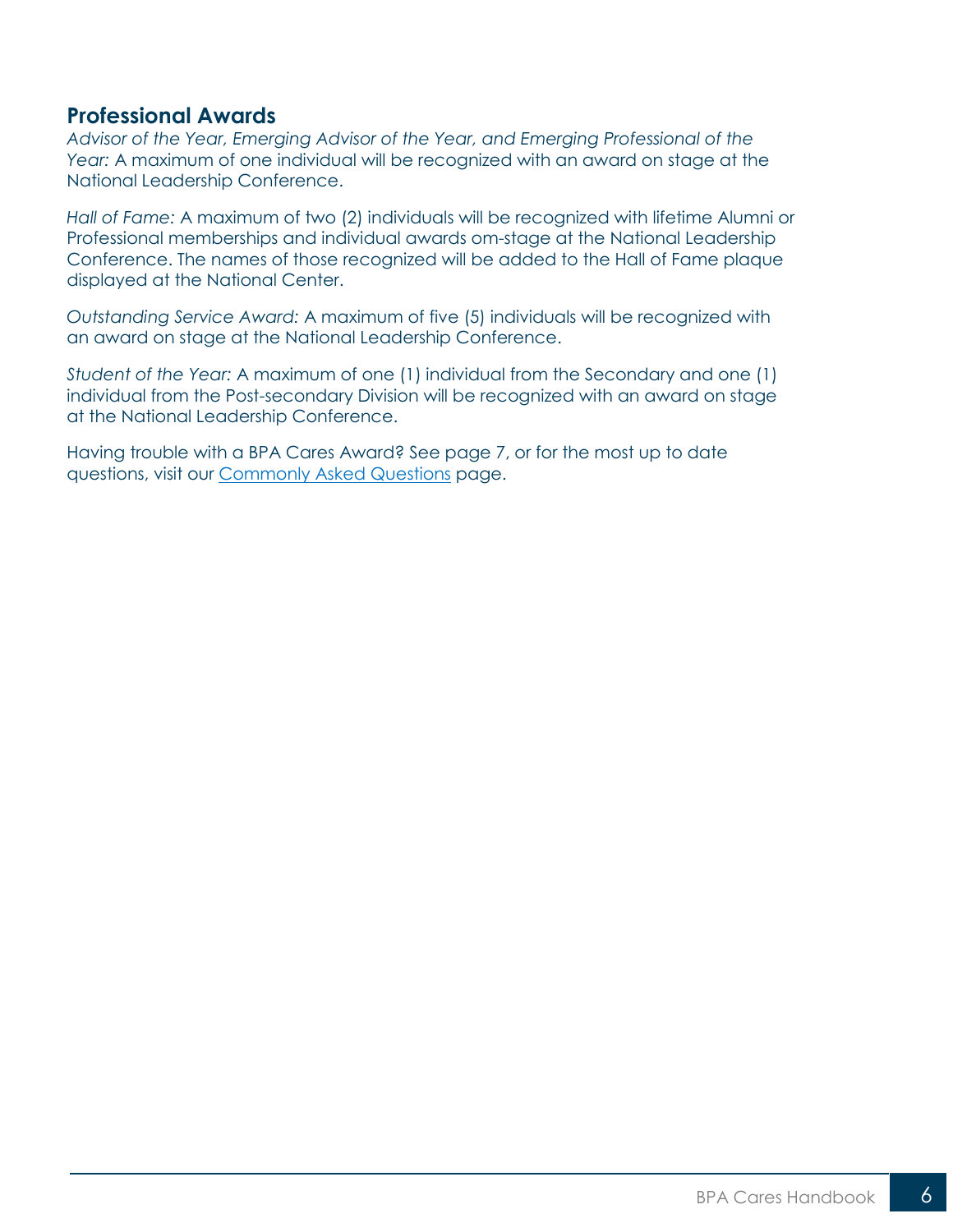## Professional Awards

*Advisor of the Year, Emerging Advisor of the Year, and Emerging Professional of the Year:* A maximum of one individual will be recognized with an award on stage at the National Leadership Conference.

*Hall of Fame:* A maximum of two (2) individuals will be recognized with lifetime Alumni or Professional memberships and individual awards om-stage at the National Leadership Conference. The names of those recognized will be added to the Hall of Fame plaque displayed at the National Center.

*Outstanding Service Award:* A maximum of five (5) individuals will be recognized with an award on stage at the National Leadership Conference.

*Student of the Year:* A maximum of one (1) individual from the Secondary and one (1) individual from the Post-secondary Division will be recognized with an award on stage at the National Leadership Conference.

Having trouble with a BPA Cares Award? See page 7, or for the most up to date questions, visit our Commonly Asked Questions page.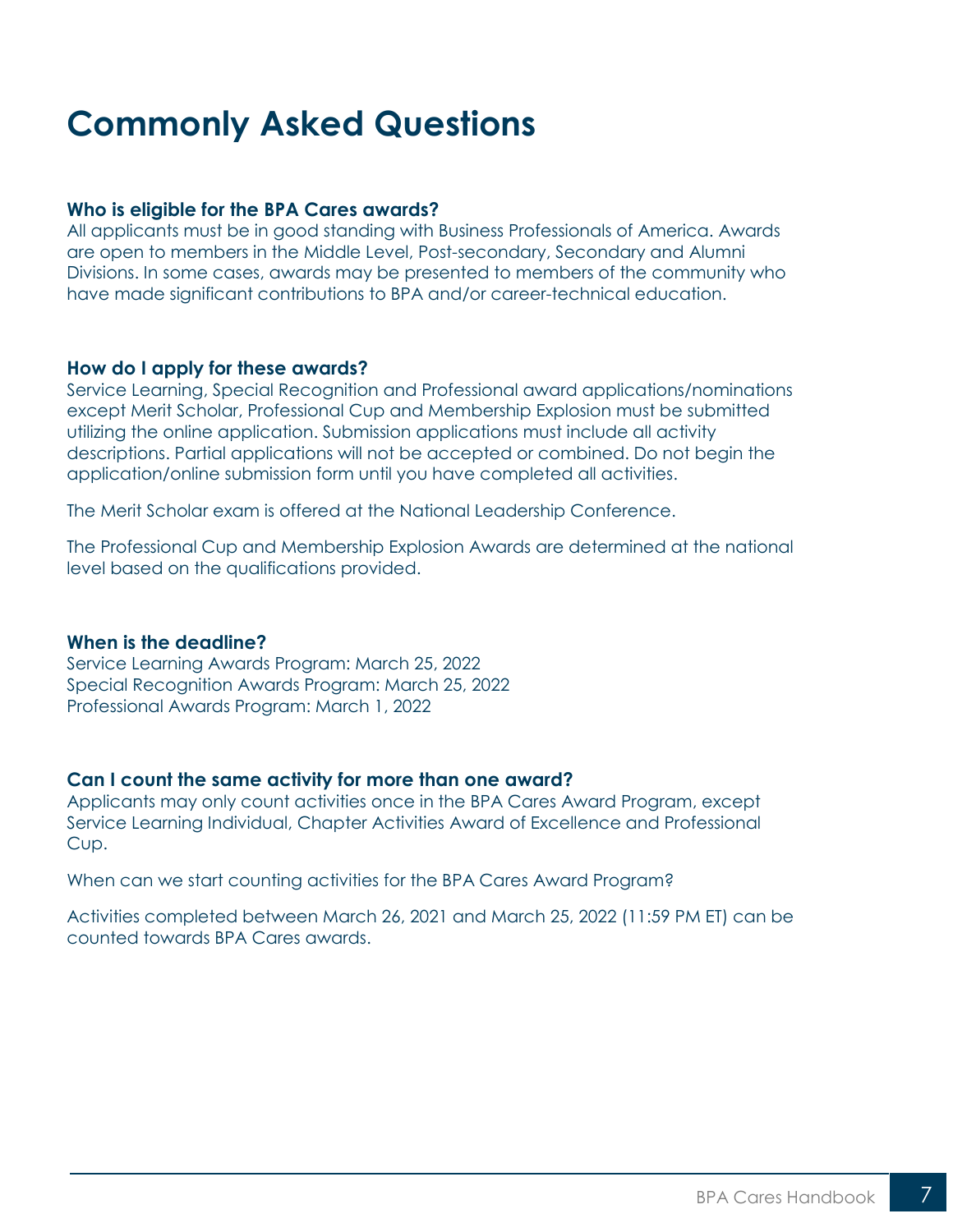# Commonly Asked Questions

**Who is eligible for the BPA Cares awards?**
All applicants must be in good standing with Business Professionals of America. Awards are open to members in the Middle Level, Post-secondary, Secondary and Alumni Divisions. In some cases, awards may be presented to members of the community who have made significant contributions to BPA and/or career-technical education.

**How do I apply for these awards?**
Service Learning, Special Recognition and Professional award applications/nominations except Merit Scholar, Professional Cup and Membership Explosion must be submitted utilizing the online application. Submission applications must include all activity descriptions. Partial applications will not be accepted or combined. Do not begin the application/online submission form until you have completed all activities.

The Merit Scholar exam is offered at the National Leadership Conference.

The Professional Cup and Membership Explosion Awards are determined at the national level based on the qualifications provided.

**When is the deadline?**
Service Learning Awards Program: March 25, 2022
Special Recognition Awards Program: March 25, 2022
Professional Awards Program: March 1, 2022

**Can I count the same activity for more than one award?**
Applicants may only count activities once in the BPA Cares Award Program, except Service Learning Individual, Chapter Activities Award of Excellence and Professional Cup.

When can we start counting activities for the BPA Cares Award Program?

Activities completed between March 26, 2021 and March 25, 2022 (11:59 PM ET) can be counted towards BPA Cares awards.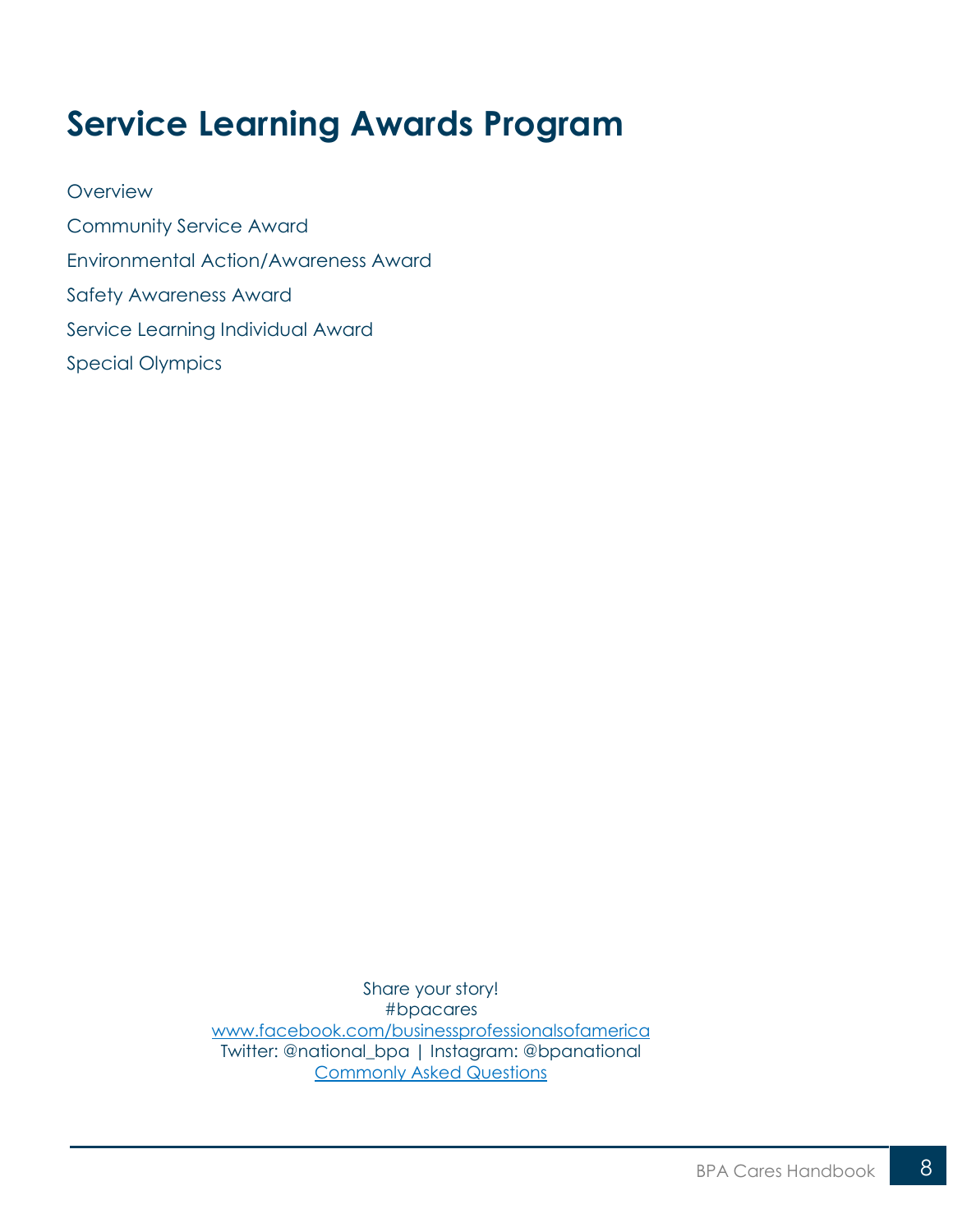# Service Learning Awards Program

Overview

Community Service Award

Environmental Action/Awareness Award

Safety Awareness Award

Service Learning Individual Award

Special Olympics

Share your story!
#bpacares
www.facebook.com/businessprofessionalsofamerica
Twitter: @national_bpa | Instagram: @bpanational
Commonly Asked Questions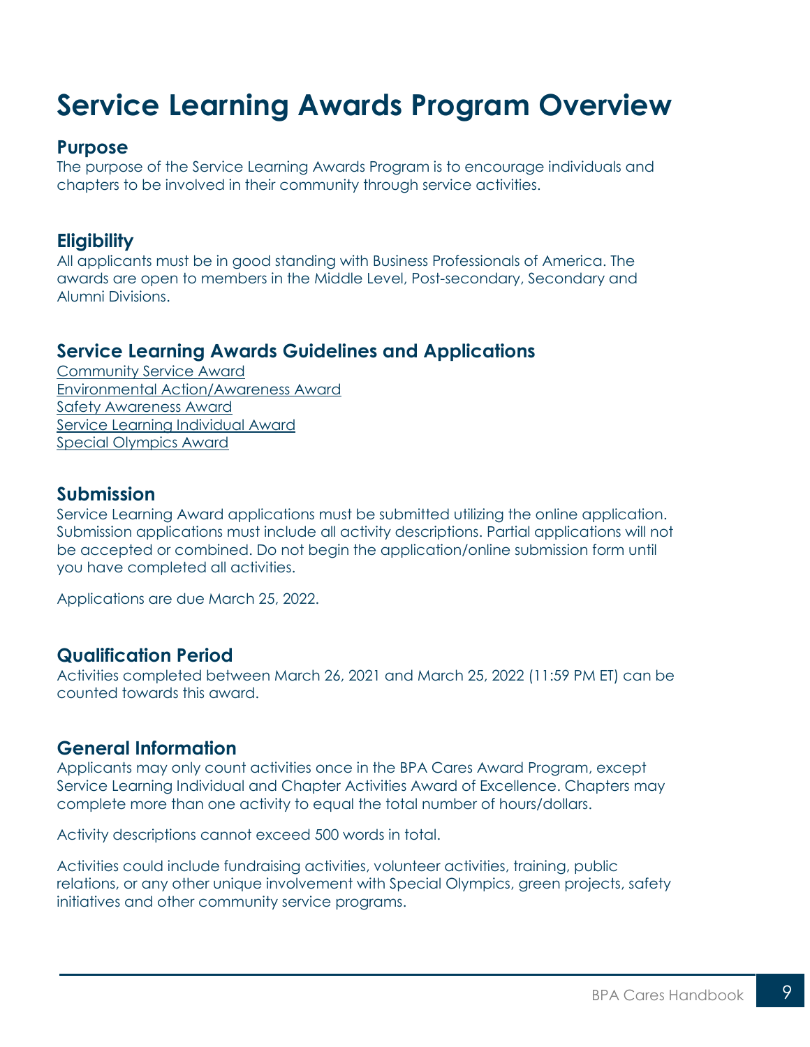# Service Learning Awards Program Overview

## Purpose

The purpose of the Service Learning Awards Program is to encourage individuals and chapters to be involved in their community through service activities.

## Eligibility

All applicants must be in good standing with Business Professionals of America. The awards are open to members in the Middle Level, Post-secondary, Secondary and Alumni Divisions.

## Service Learning Awards Guidelines and Applications

Community Service Award
Environmental Action/Awareness Award
Safety Awareness Award
Service Learning Individual Award
Special Olympics Award

## Submission

Service Learning Award applications must be submitted utilizing the online application. Submission applications must include all activity descriptions. Partial applications will not be accepted or combined. Do not begin the application/online submission form until you have completed all activities.

Applications are due March 25, 2022.

## Qualification Period

Activities completed between March 26, 2021 and March 25, 2022 (11:59 PM ET) can be counted towards this award.

## General Information

Applicants may only count activities once in the BPA Cares Award Program, except Service Learning Individual and Chapter Activities Award of Excellence. Chapters may complete more than one activity to equal the total number of hours/dollars.

Activity descriptions cannot exceed 500 words in total.

Activities could include fundraising activities, volunteer activities, training, public relations, or any other unique involvement with Special Olympics, green projects, safety initiatives and other community service programs.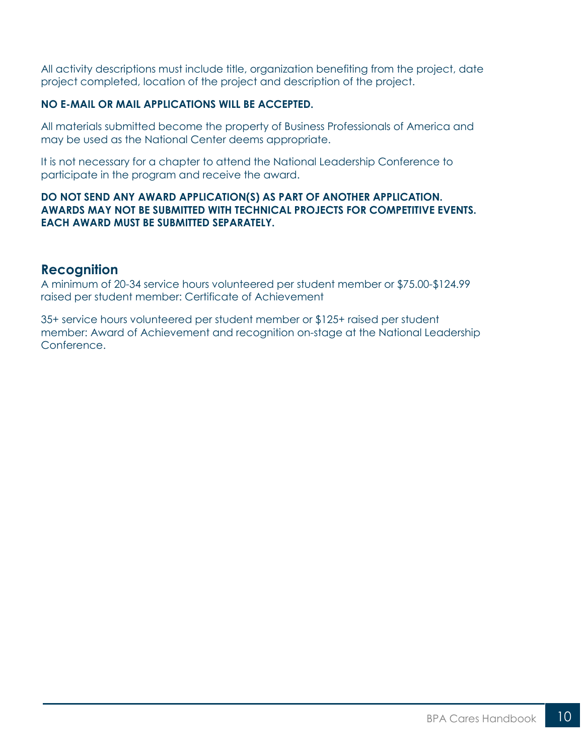All activity descriptions must include title, organization benefiting from the project, date project completed, location of the project and description of the project.

**NO E-MAIL OR MAIL APPLICATIONS WILL BE ACCEPTED.**

All materials submitted become the property of Business Professionals of America and may be used as the National Center deems appropriate.

It is not necessary for a chapter to attend the National Leadership Conference to participate in the program and receive the award.

**DO NOT SEND ANY AWARD APPLICATION(S) AS PART OF ANOTHER APPLICATION. AWARDS MAY NOT BE SUBMITTED WITH TECHNICAL PROJECTS FOR COMPETITIVE EVENTS. EACH AWARD MUST BE SUBMITTED SEPARATELY.**

## Recognition

A minimum of 20-34 service hours volunteered per student member or $75.00-$124.99 raised per student member: Certificate of Achievement

35+ service hours volunteered per student member or $125+ raised per student member: Award of Achievement and recognition on-stage at the National Leadership Conference.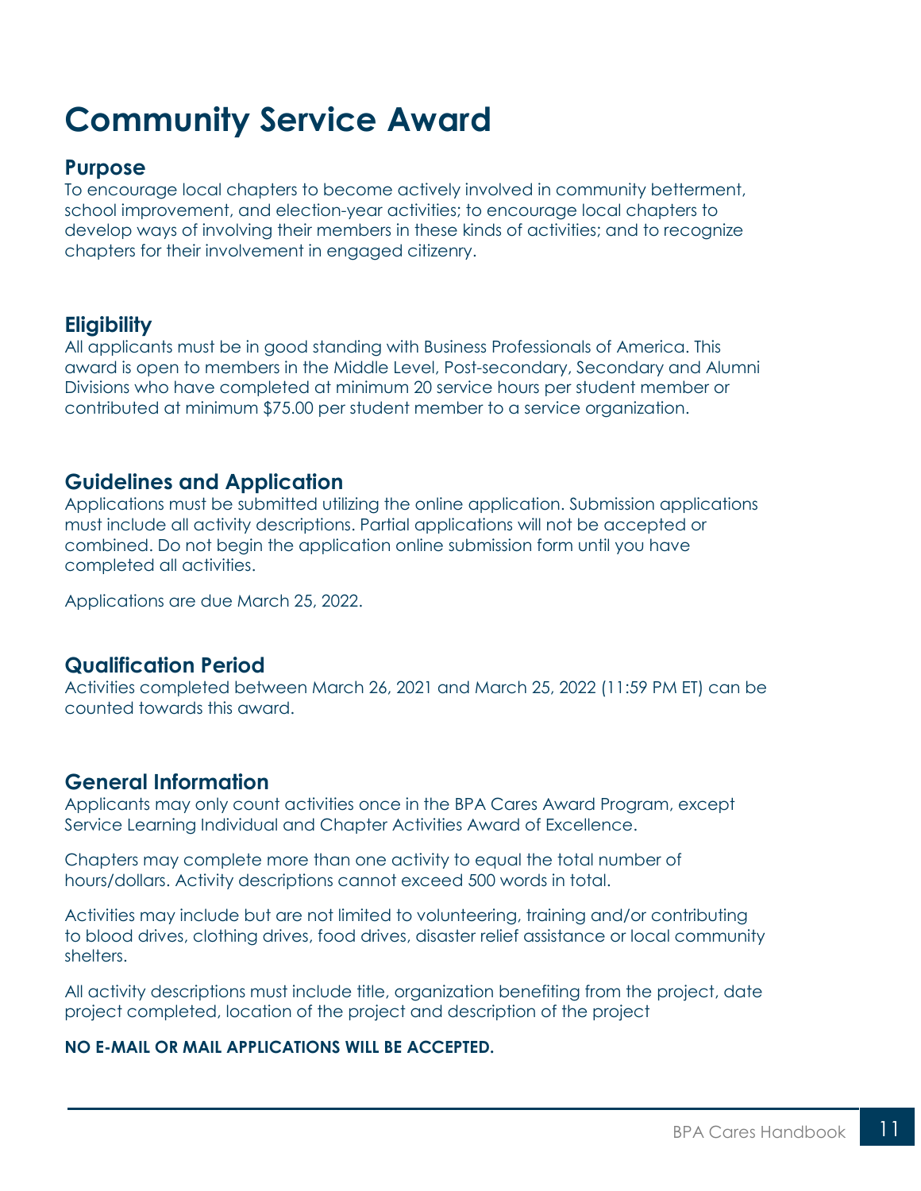# Community Service Award

## Purpose

To encourage local chapters to become actively involved in community betterment, school improvement, and election-year activities; to encourage local chapters to develop ways of involving their members in these kinds of activities; and to recognize chapters for their involvement in engaged citizenry.

## Eligibility

All applicants must be in good standing with Business Professionals of America. This award is open to members in the Middle Level, Post-secondary, Secondary and Alumni Divisions who have completed at minimum 20 service hours per student member or contributed at minimum $75.00 per student member to a service organization.

## Guidelines and Application

Applications must be submitted utilizing the online application. Submission applications must include all activity descriptions. Partial applications will not be accepted or combined. Do not begin the application online submission form until you have completed all activities.

Applications are due March 25, 2022.

## Qualification Period

Activities completed between March 26, 2021 and March 25, 2022 (11:59 PM ET) can be counted towards this award.

## General Information

Applicants may only count activities once in the BPA Cares Award Program, except Service Learning Individual and Chapter Activities Award of Excellence.

Chapters may complete more than one activity to equal the total number of hours/dollars. Activity descriptions cannot exceed 500 words in total.

Activities may include but are not limited to volunteering, training and/or contributing to blood drives, clothing drives, food drives, disaster relief assistance or local community shelters.

All activity descriptions must include title, organization benefiting from the project, date project completed, location of the project and description of the project

**NO E-MAIL OR MAIL APPLICATIONS WILL BE ACCEPTED.**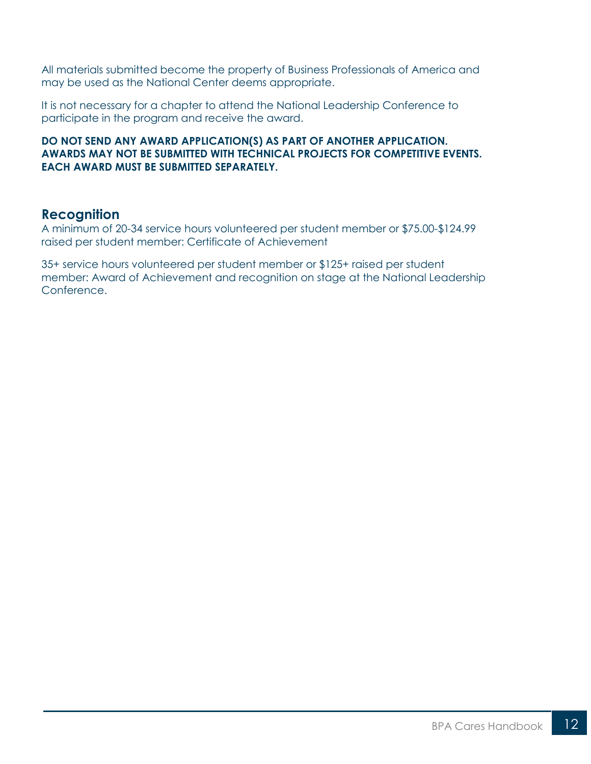All materials submitted become the property of Business Professionals of America and may be used as the National Center deems appropriate.

It is not necessary for a chapter to attend the National Leadership Conference to participate in the program and receive the award.

**DO NOT SEND ANY AWARD APPLICATION(S) AS PART OF ANOTHER APPLICATION. AWARDS MAY NOT BE SUBMITTED WITH TECHNICAL PROJECTS FOR COMPETITIVE EVENTS. EACH AWARD MUST BE SUBMITTED SEPARATELY.**

## Recognition

A minimum of 20-34 service hours volunteered per student member or $75.00-$124.99 raised per student member: Certificate of Achievement

35+ service hours volunteered per student member or $125+ raised per student member: Award of Achievement and recognition on stage at the National Leadership Conference.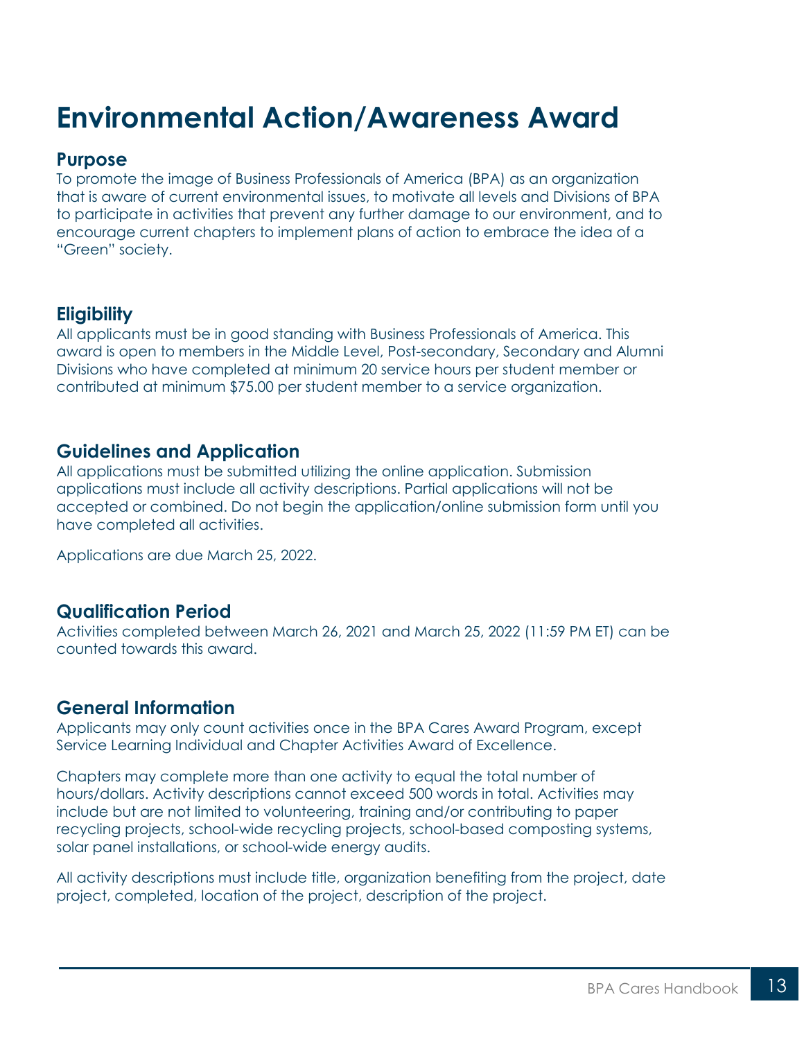# Environmental Action/Awareness Award

## Purpose

To promote the image of Business Professionals of America (BPA) as an organization that is aware of current environmental issues, to motivate all levels and Divisions of BPA to participate in activities that prevent any further damage to our environment, and to encourage current chapters to implement plans of action to embrace the idea of a "Green" society.

## Eligibility

All applicants must be in good standing with Business Professionals of America. This award is open to members in the Middle Level, Post-secondary, Secondary and Alumni Divisions who have completed at minimum 20 service hours per student member or contributed at minimum $75.00 per student member to a service organization.

## Guidelines and Application

All applications must be submitted utilizing the online application. Submission applications must include all activity descriptions. Partial applications will not be accepted or combined. Do not begin the application/online submission form until you have completed all activities.

Applications are due March 25, 2022.

## Qualification Period

Activities completed between March 26, 2021 and March 25, 2022 (11:59 PM ET) can be counted towards this award.

## General Information

Applicants may only count activities once in the BPA Cares Award Program, except Service Learning Individual and Chapter Activities Award of Excellence.

Chapters may complete more than one activity to equal the total number of hours/dollars. Activity descriptions cannot exceed 500 words in total. Activities may include but are not limited to volunteering, training and/or contributing to paper recycling projects, school-wide recycling projects, school-based composting systems, solar panel installations, or school-wide energy audits.

All activity descriptions must include title, organization benefiting from the project, date project, completed, location of the project, description of the project.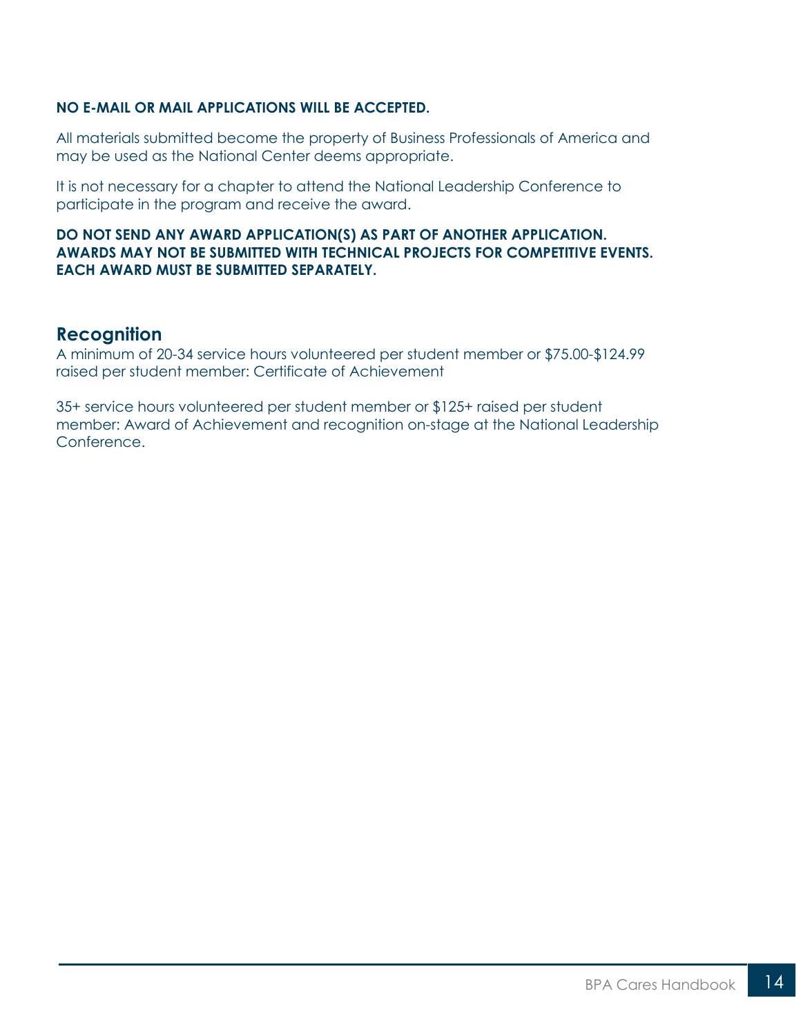**NO E-MAIL OR MAIL APPLICATIONS WILL BE ACCEPTED.**

All materials submitted become the property of Business Professionals of America and may be used as the National Center deems appropriate.

It is not necessary for a chapter to attend the National Leadership Conference to participate in the program and receive the award.

**DO NOT SEND ANY AWARD APPLICATION(S) AS PART OF ANOTHER APPLICATION. AWARDS MAY NOT BE SUBMITTED WITH TECHNICAL PROJECTS FOR COMPETITIVE EVENTS. EACH AWARD MUST BE SUBMITTED SEPARATELY.**

## Recognition

A minimum of 20-34 service hours volunteered per student member or $75.00-$124.99 raised per student member: Certificate of Achievement

35+ service hours volunteered per student member or $125+ raised per student member: Award of Achievement and recognition on-stage at the National Leadership Conference.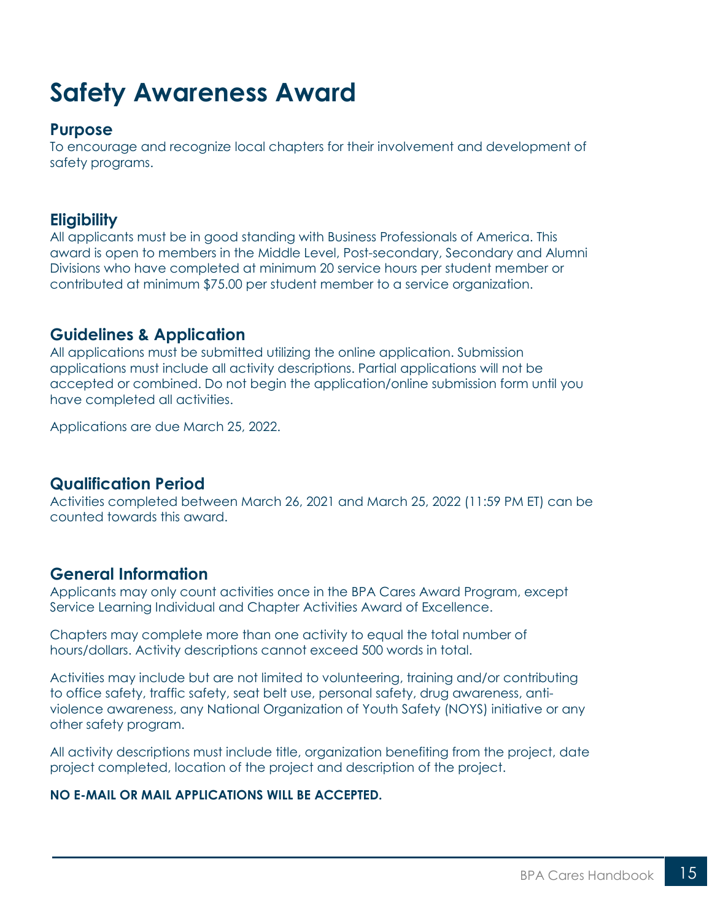# Safety Awareness Award

## Purpose

To encourage and recognize local chapters for their involvement and development of safety programs.

## Eligibility

All applicants must be in good standing with Business Professionals of America. This award is open to members in the Middle Level, Post-secondary, Secondary and Alumni Divisions who have completed at minimum 20 service hours per student member or contributed at minimum $75.00 per student member to a service organization.

## Guidelines & Application

All applications must be submitted utilizing the online application. Submission applications must include all activity descriptions. Partial applications will not be accepted or combined. Do not begin the application/online submission form until you have completed all activities.

Applications are due March 25, 2022.

## Qualification Period

Activities completed between March 26, 2021 and March 25, 2022 (11:59 PM ET) can be counted towards this award.

## General Information

Applicants may only count activities once in the BPA Cares Award Program, except Service Learning Individual and Chapter Activities Award of Excellence.

Chapters may complete more than one activity to equal the total number of hours/dollars. Activity descriptions cannot exceed 500 words in total.

Activities may include but are not limited to volunteering, training and/or contributing to office safety, traffic safety, seat belt use, personal safety, drug awareness, anti-violence awareness, any National Organization of Youth Safety (NOYS) initiative or any other safety program.

All activity descriptions must include title, organization benefiting from the project, date project completed, location of the project and description of the project.

**NO E-MAIL OR MAIL APPLICATIONS WILL BE ACCEPTED.**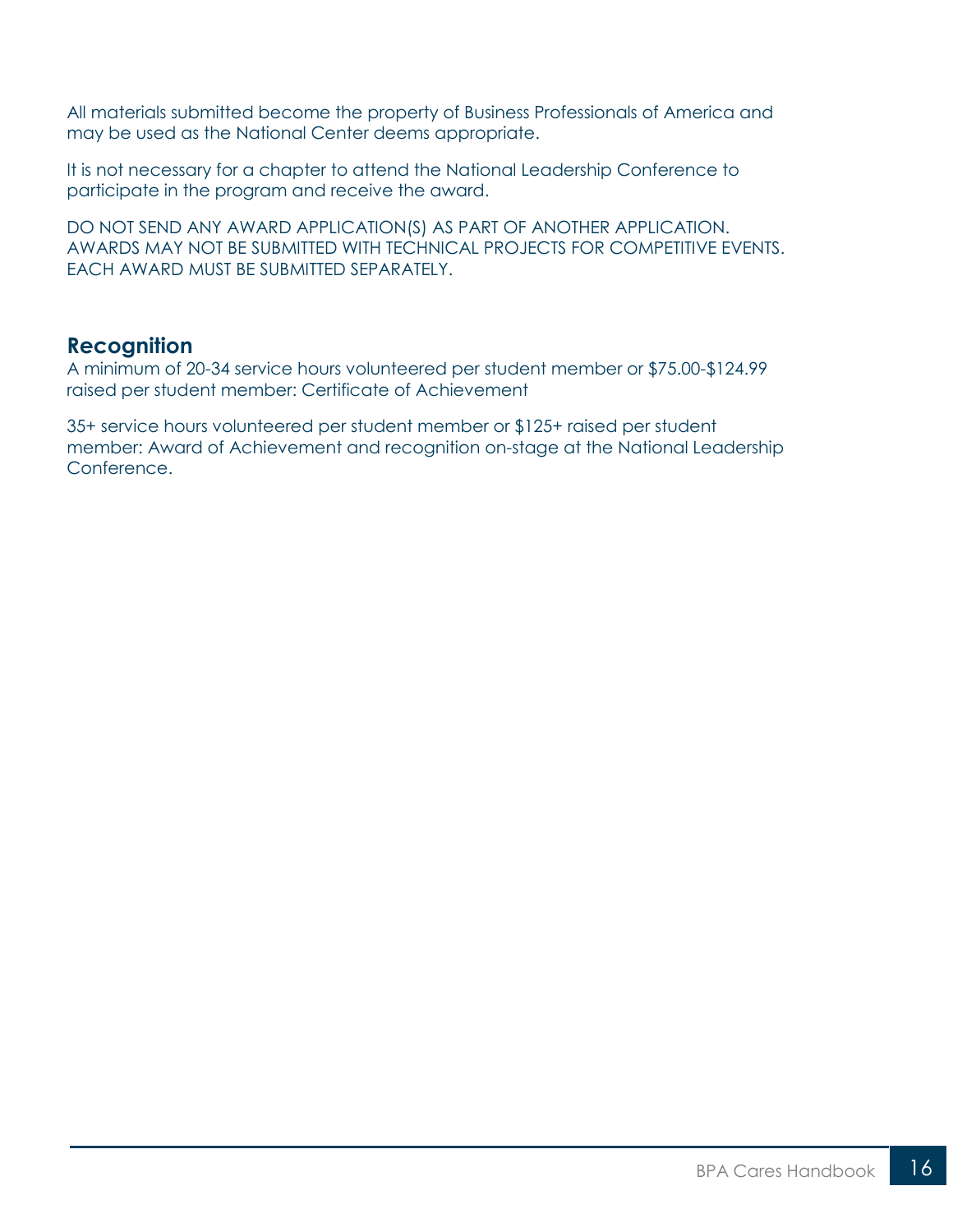All materials submitted become the property of Business Professionals of America and may be used as the National Center deems appropriate.

It is not necessary for a chapter to attend the National Leadership Conference to participate in the program and receive the award.

DO NOT SEND ANY AWARD APPLICATION(S) AS PART OF ANOTHER APPLICATION. AWARDS MAY NOT BE SUBMITTED WITH TECHNICAL PROJECTS FOR COMPETITIVE EVENTS. EACH AWARD MUST BE SUBMITTED SEPARATELY.

## Recognition

A minimum of 20-34 service hours volunteered per student member or $75.00-$124.99 raised per student member: Certificate of Achievement

35+ service hours volunteered per student member or $125+ raised per student member: Award of Achievement and recognition on-stage at the National Leadership Conference.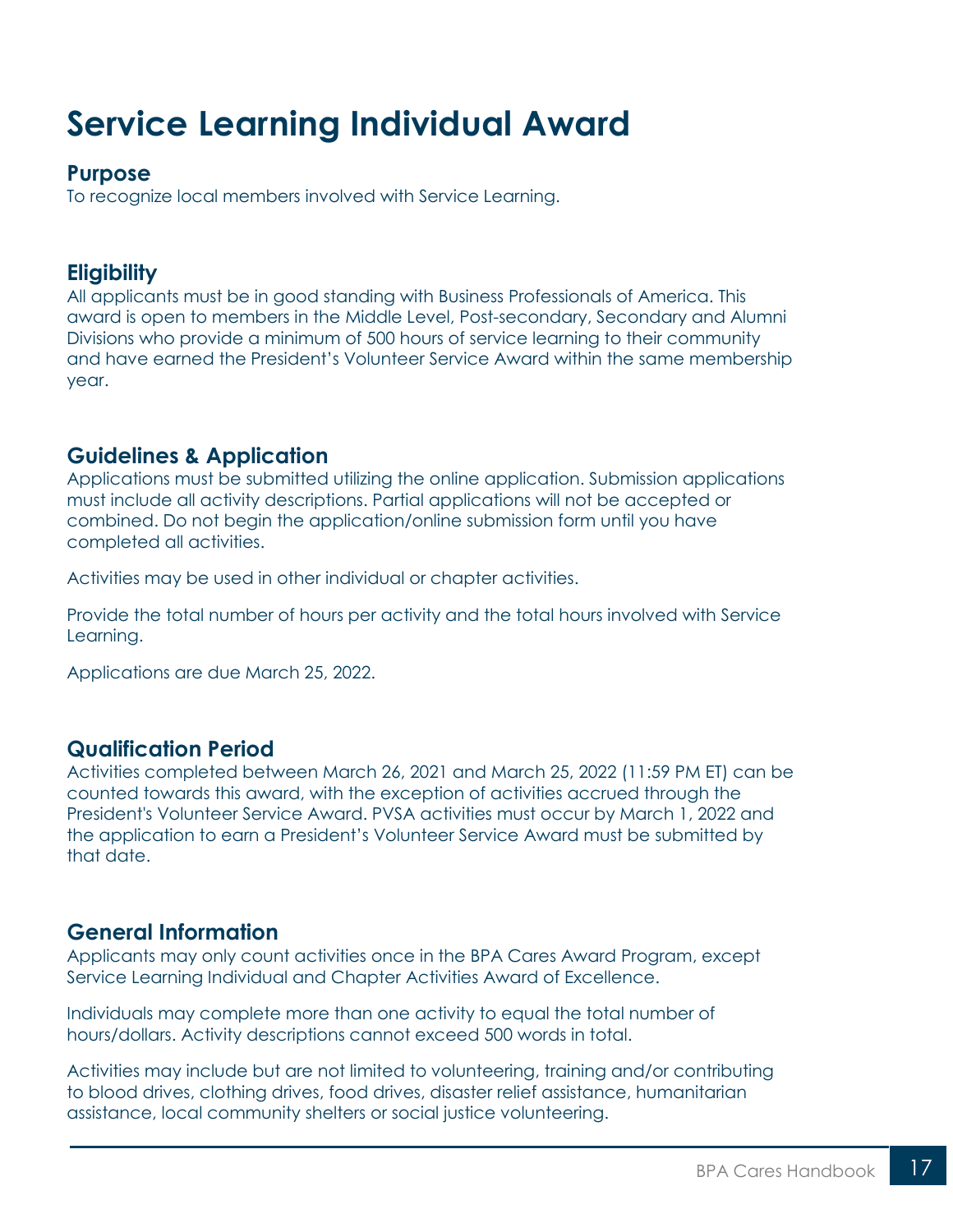# Service Learning Individual Award

## Purpose

To recognize local members involved with Service Learning.

## Eligibility

All applicants must be in good standing with Business Professionals of America. This award is open to members in the Middle Level, Post-secondary, Secondary and Alumni Divisions who provide a minimum of 500 hours of service learning to their community and have earned the President's Volunteer Service Award within the same membership year.

## Guidelines & Application

Applications must be submitted utilizing the online application. Submission applications must include all activity descriptions. Partial applications will not be accepted or combined. Do not begin the application/online submission form until you have completed all activities.

Activities may be used in other individual or chapter activities.

Provide the total number of hours per activity and the total hours involved with Service Learning.

Applications are due March 25, 2022.

## Qualification Period

Activities completed between March 26, 2021 and March 25, 2022 (11:59 PM ET) can be counted towards this award, with the exception of activities accrued through the President's Volunteer Service Award. PVSA activities must occur by March 1, 2022 and the application to earn a President's Volunteer Service Award must be submitted by that date.

## General Information

Applicants may only count activities once in the BPA Cares Award Program, except Service Learning Individual and Chapter Activities Award of Excellence.

Individuals may complete more than one activity to equal the total number of hours/dollars. Activity descriptions cannot exceed 500 words in total.

Activities may include but are not limited to volunteering, training and/or contributing to blood drives, clothing drives, food drives, disaster relief assistance, humanitarian assistance, local community shelters or social justice volunteering.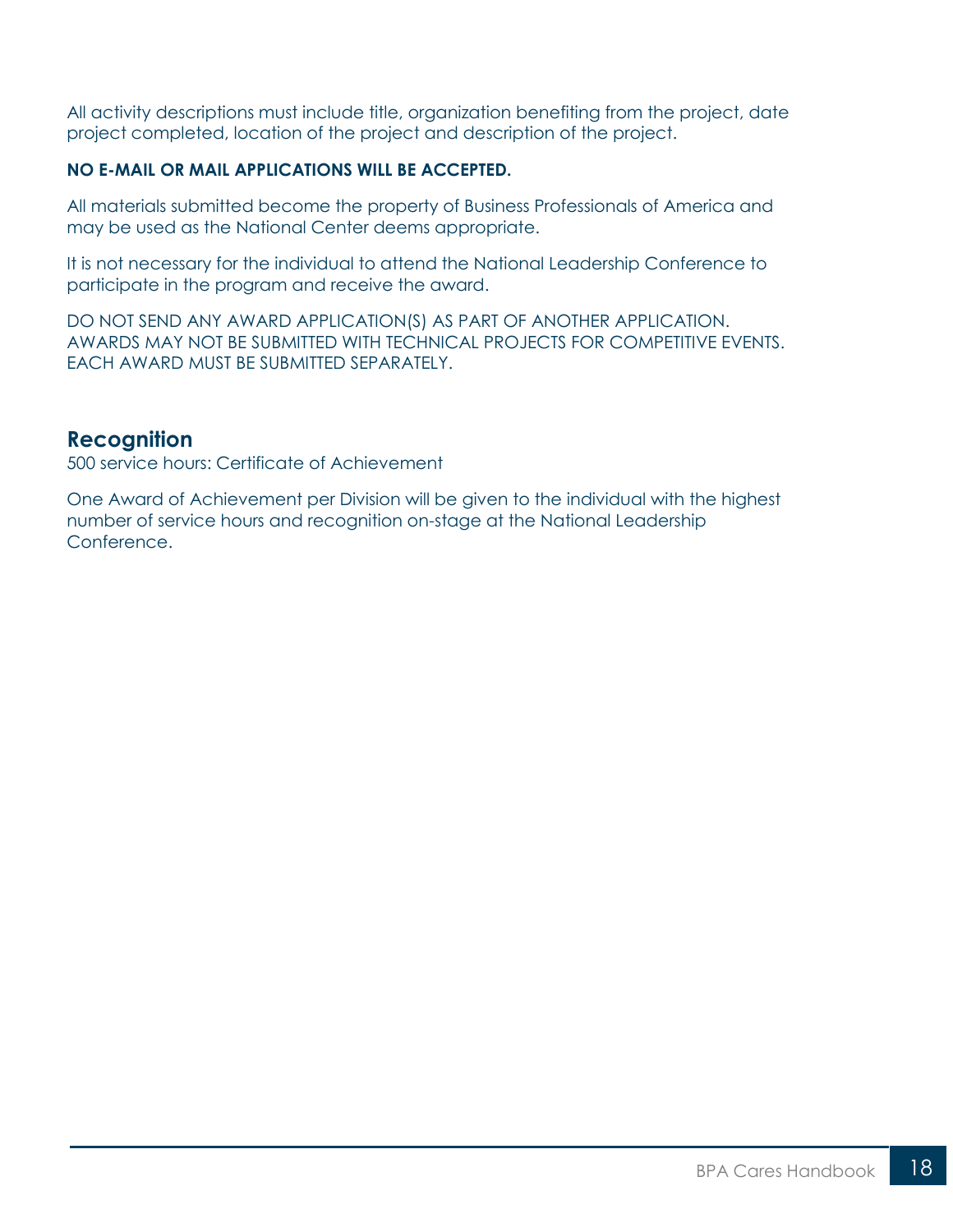All activity descriptions must include title, organization benefiting from the project, date project completed, location of the project and description of the project.

**NO E-MAIL OR MAIL APPLICATIONS WILL BE ACCEPTED.**

All materials submitted become the property of Business Professionals of America and may be used as the National Center deems appropriate.

It is not necessary for the individual to attend the National Leadership Conference to participate in the program and receive the award.

DO NOT SEND ANY AWARD APPLICATION(S) AS PART OF ANOTHER APPLICATION. AWARDS MAY NOT BE SUBMITTED WITH TECHNICAL PROJECTS FOR COMPETITIVE EVENTS. EACH AWARD MUST BE SUBMITTED SEPARATELY.

## Recognition

500 service hours: Certificate of Achievement

One Award of Achievement per Division will be given to the individual with the highest number of service hours and recognition on-stage at the National Leadership Conference.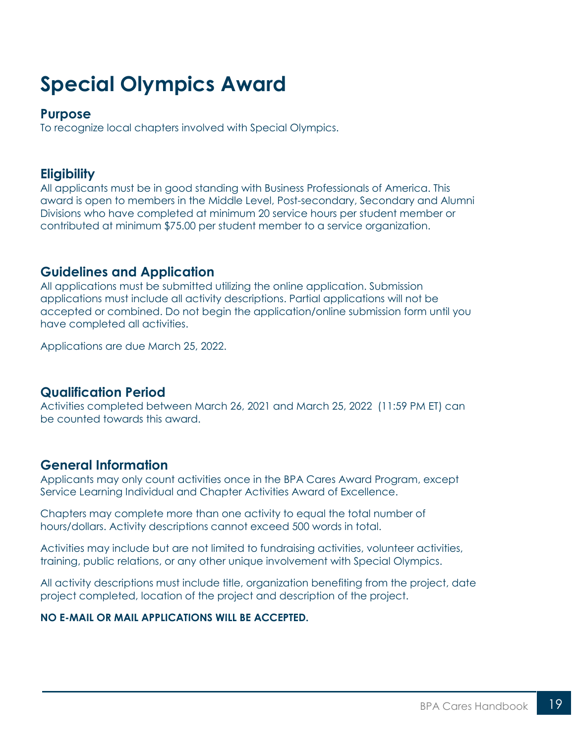# Special Olympics Award

## Purpose

To recognize local chapters involved with Special Olympics.

## Eligibility

All applicants must be in good standing with Business Professionals of America. This award is open to members in the Middle Level, Post-secondary, Secondary and Alumni Divisions who have completed at minimum 20 service hours per student member or contributed at minimum $75.00 per student member to a service organization.

## Guidelines and Application

All applications must be submitted utilizing the online application. Submission applications must include all activity descriptions. Partial applications will not be accepted or combined. Do not begin the application/online submission form until you have completed all activities.

Applications are due March 25, 2022.

## Qualification Period

Activities completed between March 26, 2021 and March 25, 2022 (11:59 PM ET) can be counted towards this award.

## General Information

Applicants may only count activities once in the BPA Cares Award Program, except Service Learning Individual and Chapter Activities Award of Excellence.

Chapters may complete more than one activity to equal the total number of hours/dollars. Activity descriptions cannot exceed 500 words in total.

Activities may include but are not limited to fundraising activities, volunteer activities, training, public relations, or any other unique involvement with Special Olympics.

All activity descriptions must include title, organization benefiting from the project, date project completed, location of the project and description of the project.

**NO E-MAIL OR MAIL APPLICATIONS WILL BE ACCEPTED.**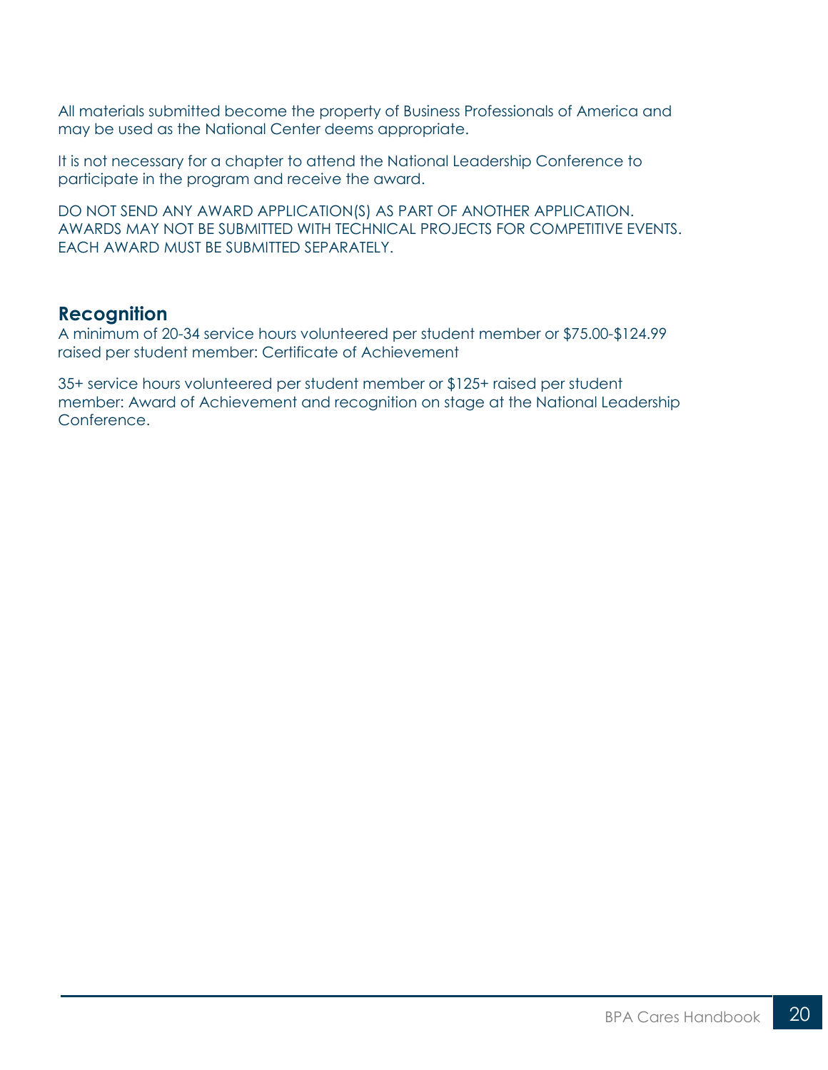All materials submitted become the property of Business Professionals of America and may be used as the National Center deems appropriate.

It is not necessary for a chapter to attend the National Leadership Conference to participate in the program and receive the award.

DO NOT SEND ANY AWARD APPLICATION(S) AS PART OF ANOTHER APPLICATION. AWARDS MAY NOT BE SUBMITTED WITH TECHNICAL PROJECTS FOR COMPETITIVE EVENTS. EACH AWARD MUST BE SUBMITTED SEPARATELY.

## Recognition

A minimum of 20-34 service hours volunteered per student member or $75.00-$124.99 raised per student member: Certificate of Achievement

35+ service hours volunteered per student member or $125+ raised per student member: Award of Achievement and recognition on stage at the National Leadership Conference.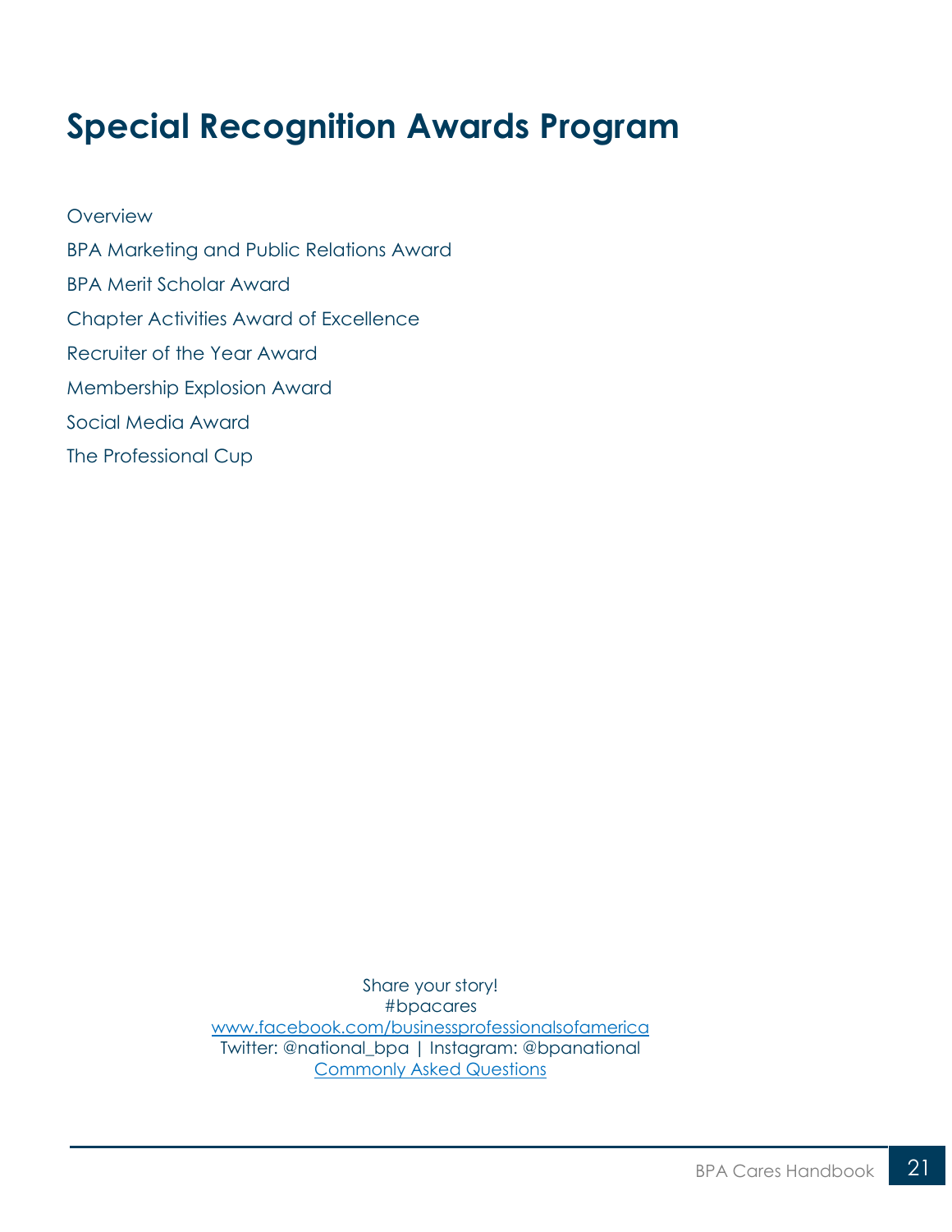# Special Recognition Awards Program

Overview

BPA Marketing and Public Relations Award

BPA Merit Scholar Award

Chapter Activities Award of Excellence

Recruiter of the Year Award

Membership Explosion Award

Social Media Award

The Professional Cup

Share your story!
#bpacares
www.facebook.com/businessprofessionalsofamerica
Twitter: @national_bpa | Instagram: @bpanational
Commonly Asked Questions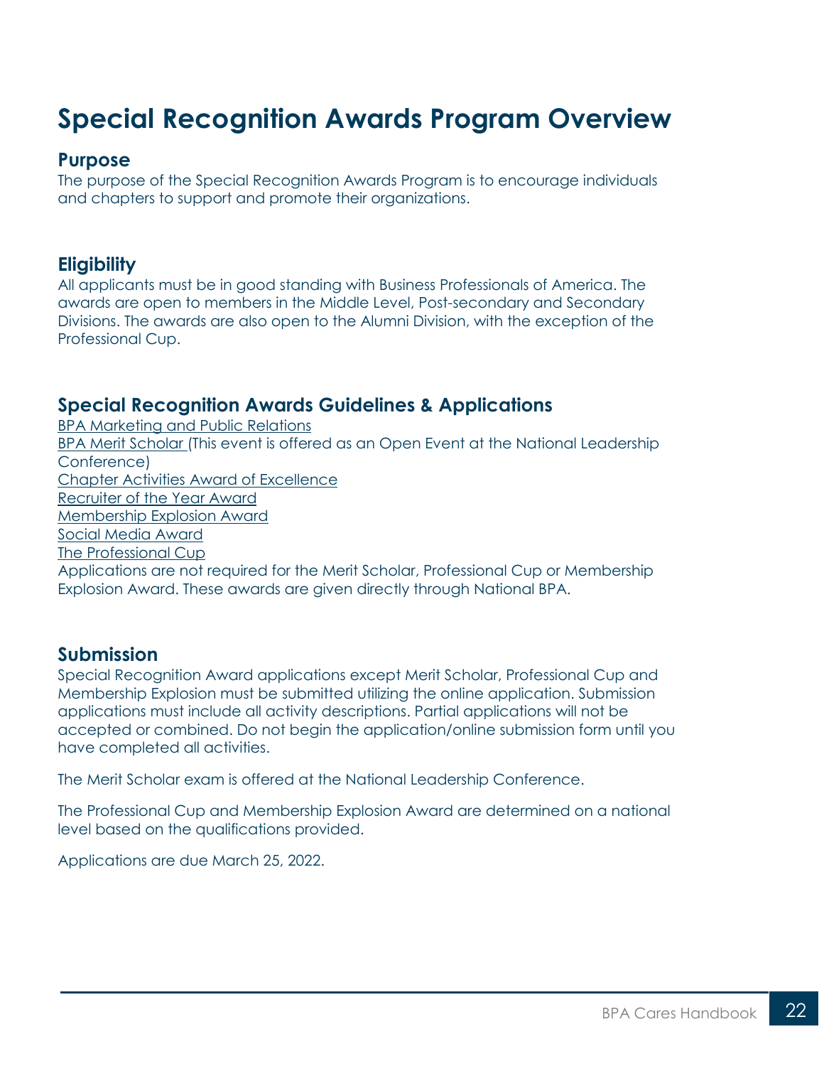# Special Recognition Awards Program Overview

## Purpose

The purpose of the Special Recognition Awards Program is to encourage individuals and chapters to support and promote their organizations.

## Eligibility

All applicants must be in good standing with Business Professionals of America. The awards are open to members in the Middle Level, Post-secondary and Secondary Divisions. The awards are also open to the Alumni Division, with the exception of the Professional Cup.

## Special Recognition Awards Guidelines & Applications

BPA Marketing and Public Relations
BPA Merit Scholar (This event is offered as an Open Event at the National Leadership Conference)
Chapter Activities Award of Excellence
Recruiter of the Year Award
Membership Explosion Award
Social Media Award
The Professional Cup
Applications are not required for the Merit Scholar, Professional Cup or Membership Explosion Award. These awards are given directly through National BPA.

## Submission

Special Recognition Award applications except Merit Scholar, Professional Cup and Membership Explosion must be submitted utilizing the online application. Submission applications must include all activity descriptions. Partial applications will not be accepted or combined. Do not begin the application/online submission form until you have completed all activities.

The Merit Scholar exam is offered at the National Leadership Conference.

The Professional Cup and Membership Explosion Award are determined on a national level based on the qualifications provided.

Applications are due March 25, 2022.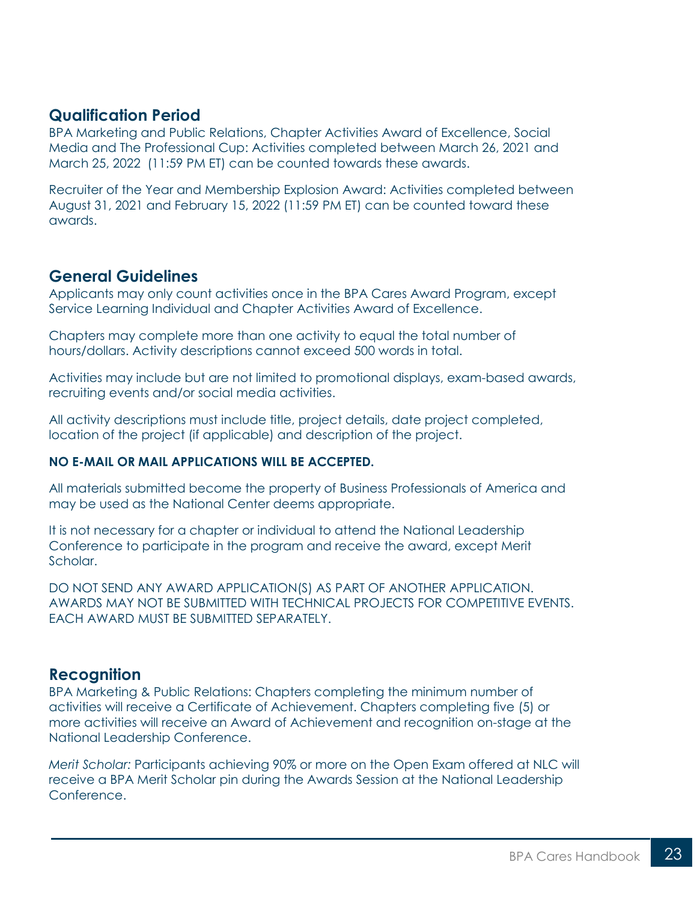## Qualification Period

BPA Marketing and Public Relations, Chapter Activities Award of Excellence, Social Media and The Professional Cup: Activities completed between March 26, 2021 and March 25, 2022 (11:59 PM ET) can be counted towards these awards.

Recruiter of the Year and Membership Explosion Award: Activities completed between August 31, 2021 and February 15, 2022 (11:59 PM ET) can be counted toward these awards.

## General Guidelines

Applicants may only count activities once in the BPA Cares Award Program, except Service Learning Individual and Chapter Activities Award of Excellence.

Chapters may complete more than one activity to equal the total number of hours/dollars. Activity descriptions cannot exceed 500 words in total.

Activities may include but are not limited to promotional displays, exam-based awards, recruiting events and/or social media activities.

All activity descriptions must include title, project details, date project completed, location of the project (if applicable) and description of the project.

**NO E-MAIL OR MAIL APPLICATIONS WILL BE ACCEPTED.**

All materials submitted become the property of Business Professionals of America and may be used as the National Center deems appropriate.

It is not necessary for a chapter or individual to attend the National Leadership Conference to participate in the program and receive the award, except Merit Scholar.

DO NOT SEND ANY AWARD APPLICATION(S) AS PART OF ANOTHER APPLICATION. AWARDS MAY NOT BE SUBMITTED WITH TECHNICAL PROJECTS FOR COMPETITIVE EVENTS. EACH AWARD MUST BE SUBMITTED SEPARATELY.

## Recognition

BPA Marketing & Public Relations: Chapters completing the minimum number of activities will receive a Certificate of Achievement. Chapters completing five (5) or more activities will receive an Award of Achievement and recognition on-stage at the National Leadership Conference.

*Merit Scholar:* Participants achieving 90% or more on the Open Exam offered at NLC will receive a BPA Merit Scholar pin during the Awards Session at the National Leadership Conference.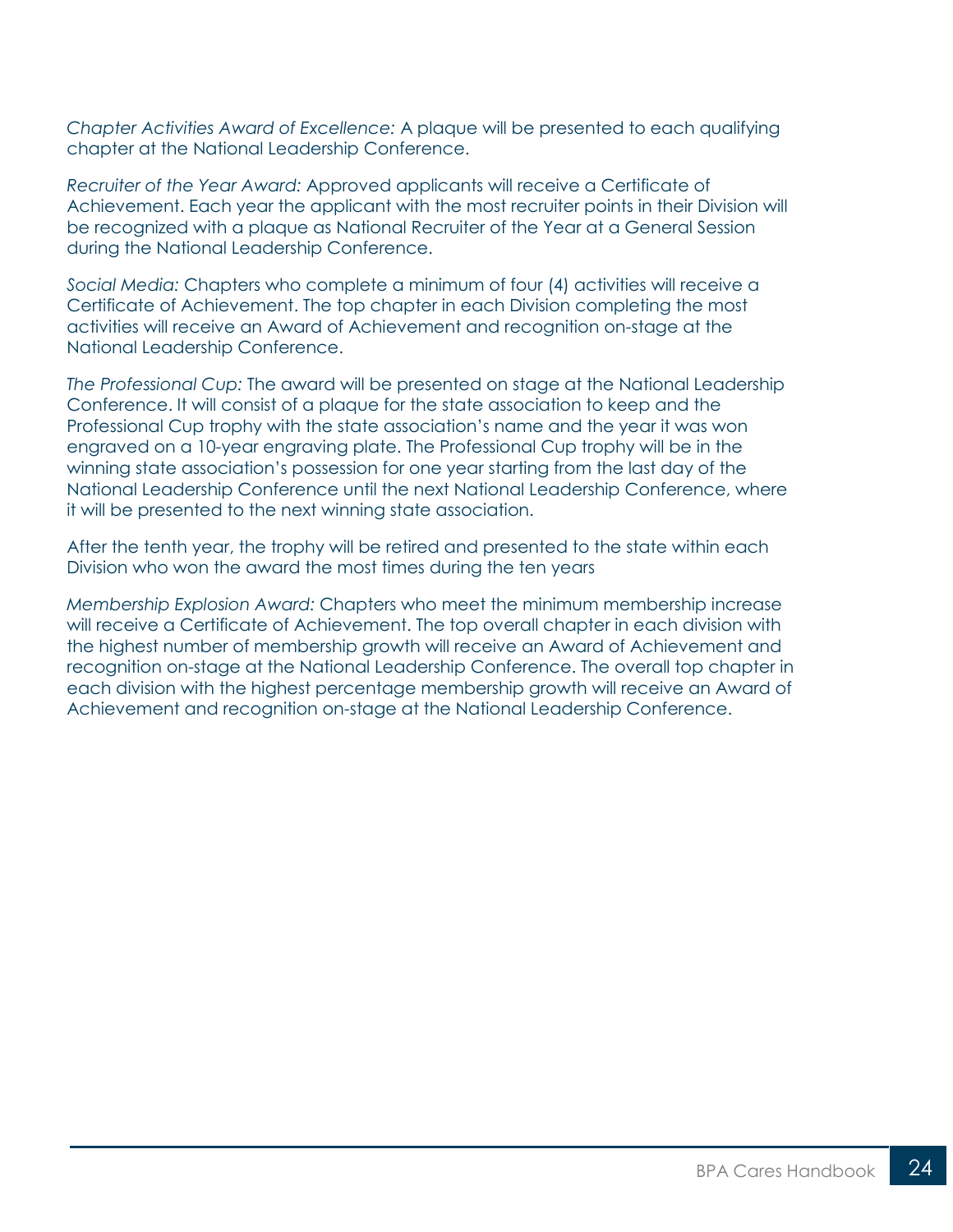*Chapter Activities Award of Excellence:* A plaque will be presented to each qualifying chapter at the National Leadership Conference.

*Recruiter of the Year Award:* Approved applicants will receive a Certificate of Achievement. Each year the applicant with the most recruiter points in their Division will be recognized with a plaque as National Recruiter of the Year at a General Session during the National Leadership Conference.

*Social Media:* Chapters who complete a minimum of four (4) activities will receive a Certificate of Achievement. The top chapter in each Division completing the most activities will receive an Award of Achievement and recognition on-stage at the National Leadership Conference.

*The Professional Cup:* The award will be presented on stage at the National Leadership Conference. It will consist of a plaque for the state association to keep and the Professional Cup trophy with the state association's name and the year it was won engraved on a 10-year engraving plate. The Professional Cup trophy will be in the winning state association's possession for one year starting from the last day of the National Leadership Conference until the next National Leadership Conference, where it will be presented to the next winning state association.

After the tenth year, the trophy will be retired and presented to the state within each Division who won the award the most times during the ten years

*Membership Explosion Award:* Chapters who meet the minimum membership increase will receive a Certificate of Achievement. The top overall chapter in each division with the highest number of membership growth will receive an Award of Achievement and recognition on-stage at the National Leadership Conference. The overall top chapter in each division with the highest percentage membership growth will receive an Award of Achievement and recognition on-stage at the National Leadership Conference.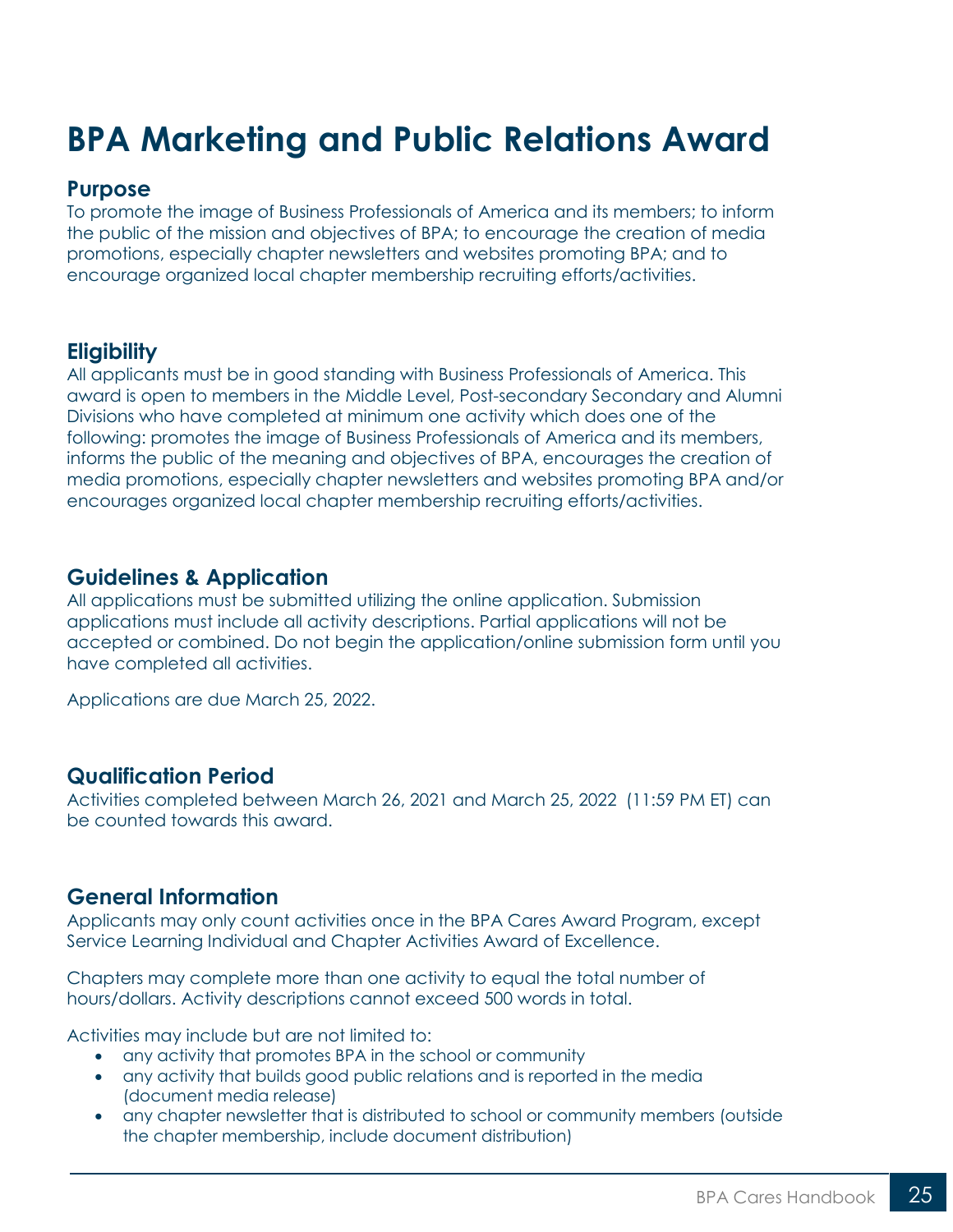# BPA Marketing and Public Relations Award

## Purpose

To promote the image of Business Professionals of America and its members; to inform the public of the mission and objectives of BPA; to encourage the creation of media promotions, especially chapter newsletters and websites promoting BPA; and to encourage organized local chapter membership recruiting efforts/activities.

## Eligibility

All applicants must be in good standing with Business Professionals of America. This award is open to members in the Middle Level, Post-secondary Secondary and Alumni Divisions who have completed at minimum one activity which does one of the following: promotes the image of Business Professionals of America and its members, informs the public of the meaning and objectives of BPA, encourages the creation of media promotions, especially chapter newsletters and websites promoting BPA and/or encourages organized local chapter membership recruiting efforts/activities.

## Guidelines & Application

All applications must be submitted utilizing the online application. Submission applications must include all activity descriptions. Partial applications will not be accepted or combined. Do not begin the application/online submission form until you have completed all activities.

Applications are due March 25, 2022.

## Qualification Period

Activities completed between March 26, 2021 and March 25, 2022 (11:59 PM ET) can be counted towards this award.

## General Information

Applicants may only count activities once in the BPA Cares Award Program, except Service Learning Individual and Chapter Activities Award of Excellence.

Chapters may complete more than one activity to equal the total number of hours/dollars. Activity descriptions cannot exceed 500 words in total.

Activities may include but are not limited to:

- any activity that promotes BPA in the school or community
- any activity that builds good public relations and is reported in the media (document media release)
- any chapter newsletter that is distributed to school or community members (outside the chapter membership, include document distribution)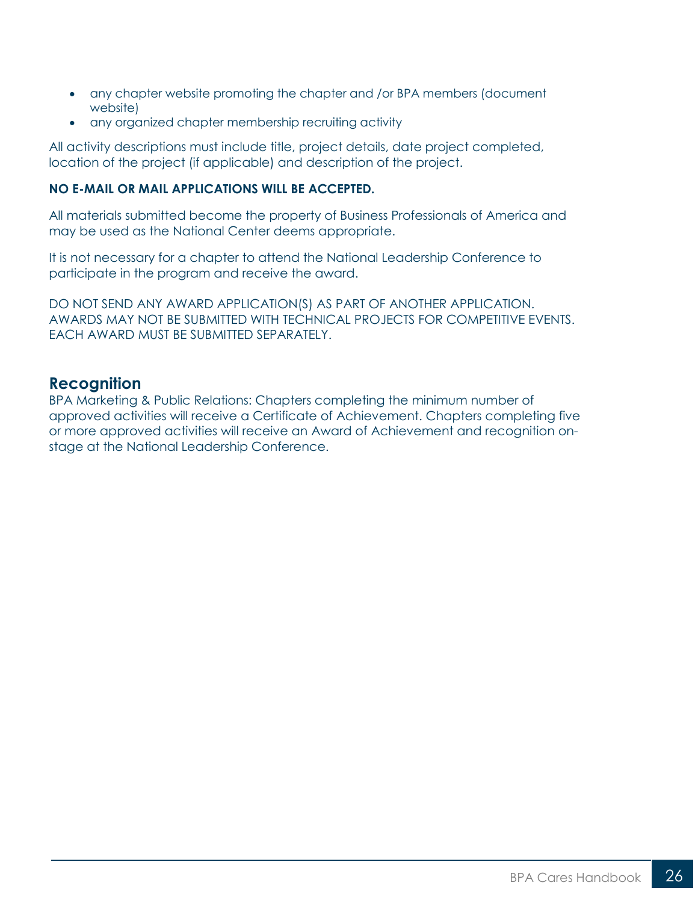- any chapter website promoting the chapter and /or BPA members (document website)
- any organized chapter membership recruiting activity

All activity descriptions must include title, project details, date project completed, location of the project (if applicable) and description of the project.

**NO E-MAIL OR MAIL APPLICATIONS WILL BE ACCEPTED.**

All materials submitted become the property of Business Professionals of America and may be used as the National Center deems appropriate.

It is not necessary for a chapter to attend the National Leadership Conference to participate in the program and receive the award.

DO NOT SEND ANY AWARD APPLICATION(S) AS PART OF ANOTHER APPLICATION. AWARDS MAY NOT BE SUBMITTED WITH TECHNICAL PROJECTS FOR COMPETITIVE EVENTS. EACH AWARD MUST BE SUBMITTED SEPARATELY.

## Recognition

BPA Marketing & Public Relations: Chapters completing the minimum number of approved activities will receive a Certificate of Achievement. Chapters completing five or more approved activities will receive an Award of Achievement and recognition on-stage at the National Leadership Conference.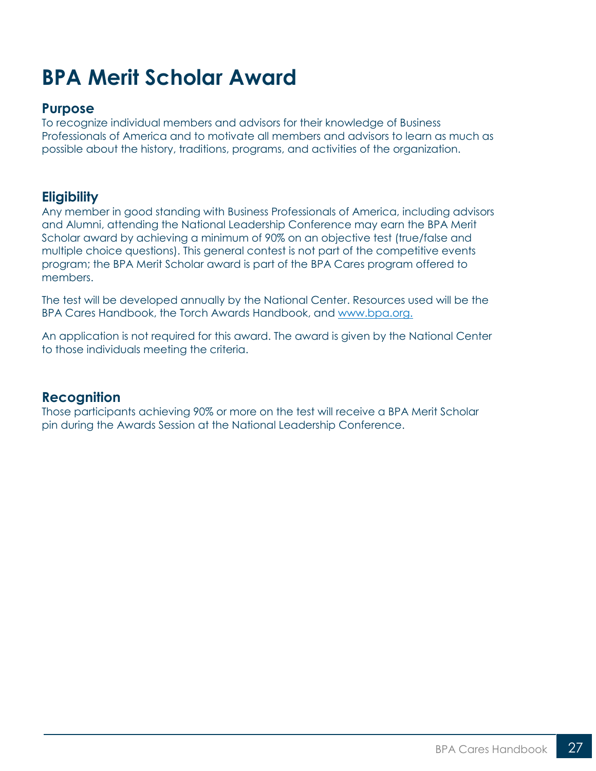# BPA Merit Scholar Award

## Purpose

To recognize individual members and advisors for their knowledge of Business Professionals of America and to motivate all members and advisors to learn as much as possible about the history, traditions, programs, and activities of the organization.

## Eligibility

Any member in good standing with Business Professionals of America, including advisors and Alumni, attending the National Leadership Conference may earn the BPA Merit Scholar award by achieving a minimum of 90% on an objective test (true/false and multiple choice questions). This general contest is not part of the competitive events program; the BPA Merit Scholar award is part of the BPA Cares program offered to members.

The test will be developed annually by the National Center. Resources used will be the BPA Cares Handbook, the Torch Awards Handbook, and [www.bpa.org.](http://www.bpa.org)

An application is not required for this award. The award is given by the National Center to those individuals meeting the criteria.

## Recognition

Those participants achieving 90% or more on the test will receive a BPA Merit Scholar pin during the Awards Session at the National Leadership Conference.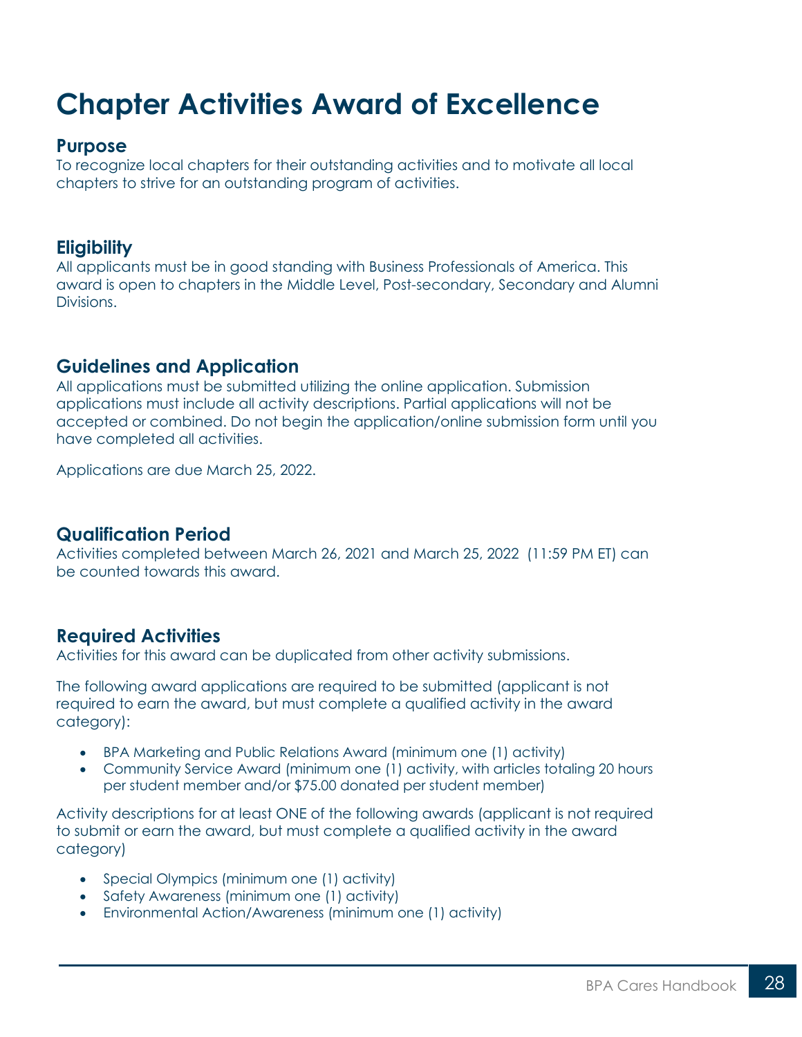# Chapter Activities Award of Excellence

## Purpose

To recognize local chapters for their outstanding activities and to motivate all local chapters to strive for an outstanding program of activities.

## Eligibility

All applicants must be in good standing with Business Professionals of America. This award is open to chapters in the Middle Level, Post-secondary, Secondary and Alumni Divisions.

## Guidelines and Application

All applications must be submitted utilizing the online application. Submission applications must include all activity descriptions. Partial applications will not be accepted or combined. Do not begin the application/online submission form until you have completed all activities.

Applications are due March 25, 2022.

## Qualification Period

Activities completed between March 26, 2021 and March 25, 2022 (11:59 PM ET) can be counted towards this award.

## Required Activities

Activities for this award can be duplicated from other activity submissions.

The following award applications are required to be submitted (applicant is not required to earn the award, but must complete a qualified activity in the award category):

- BPA Marketing and Public Relations Award (minimum one (1) activity)
- Community Service Award (minimum one (1) activity, with articles totaling 20 hours per student member and/or $75.00 donated per student member)

Activity descriptions for at least ONE of the following awards (applicant is not required to submit or earn the award, but must complete a qualified activity in the award category)

- Special Olympics (minimum one (1) activity)
- Safety Awareness (minimum one (1) activity)
- Environmental Action/Awareness (minimum one (1) activity)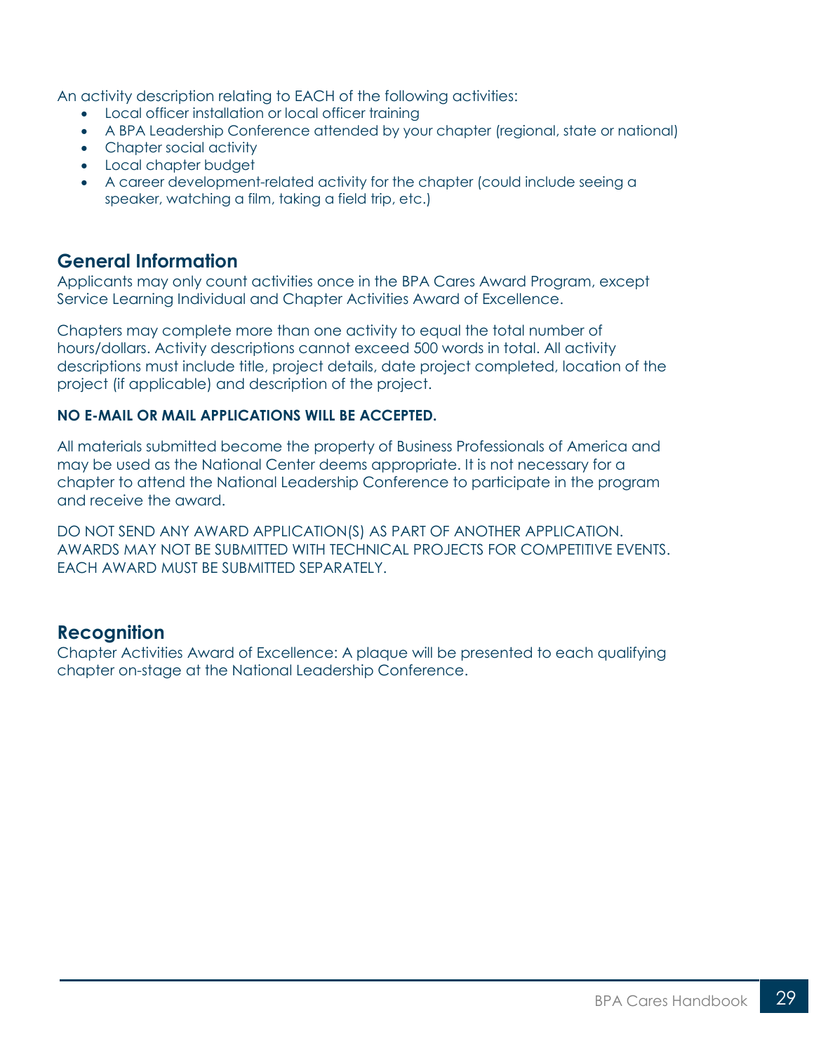An activity description relating to EACH of the following activities:

- Local officer installation or local officer training
- A BPA Leadership Conference attended by your chapter (regional, state or national)
- Chapter social activity
- Local chapter budget
- A career development-related activity for the chapter (could include seeing a speaker, watching a film, taking a field trip, etc.)

## General Information

Applicants may only count activities once in the BPA Cares Award Program, except Service Learning Individual and Chapter Activities Award of Excellence.

Chapters may complete more than one activity to equal the total number of hours/dollars. Activity descriptions cannot exceed 500 words in total. All activity descriptions must include title, project details, date project completed, location of the project (if applicable) and description of the project.

**NO E-MAIL OR MAIL APPLICATIONS WILL BE ACCEPTED.**

All materials submitted become the property of Business Professionals of America and may be used as the National Center deems appropriate. It is not necessary for a chapter to attend the National Leadership Conference to participate in the program and receive the award.

DO NOT SEND ANY AWARD APPLICATION(S) AS PART OF ANOTHER APPLICATION. AWARDS MAY NOT BE SUBMITTED WITH TECHNICAL PROJECTS FOR COMPETITIVE EVENTS. EACH AWARD MUST BE SUBMITTED SEPARATELY.

## Recognition

Chapter Activities Award of Excellence: A plaque will be presented to each qualifying chapter on-stage at the National Leadership Conference.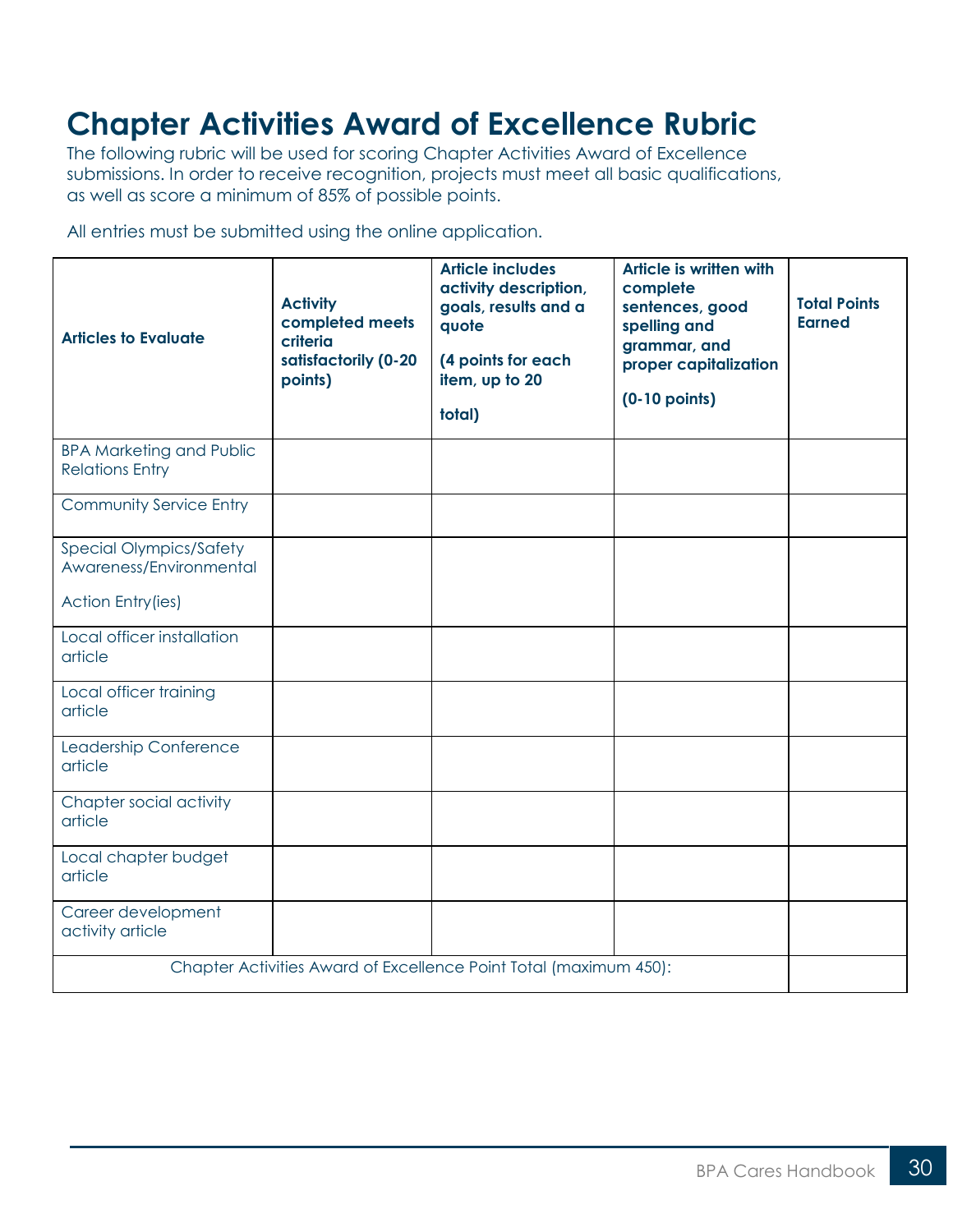# Chapter Activities Award of Excellence Rubric

The following rubric will be used for scoring Chapter Activities Award of Excellence submissions. In order to receive recognition, projects must meet all basic qualifications, as well as score a minimum of 85% of possible points.

All entries must be submitted using the online application.

| Articles to Evaluate | Activity completed meets criteria satisfactorily (0-20 points) | Article includes activity description, goals, results and a quote (4 points for each item, up to 20 total) | Article is written with complete sentences, good spelling and grammar, and proper capitalization (0-10 points) | Total Points Earned |
|---|---|---|---|---|
| BPA Marketing and Public Relations Entry | | | | |
| Community Service Entry | | | | |
| Special Olympics/Safety Awareness/Environmental Action Entry(ies) | | | | |
| Local officer installation article | | | | |
| Local officer training article | | | | |
| Leadership Conference article | | | | |
| Chapter social activity article | | | | |
| Local chapter budget article | | | | |
| Career development activity article | | | | |
| Chapter Activities Award of Excellence Point Total (maximum 450): | | | | |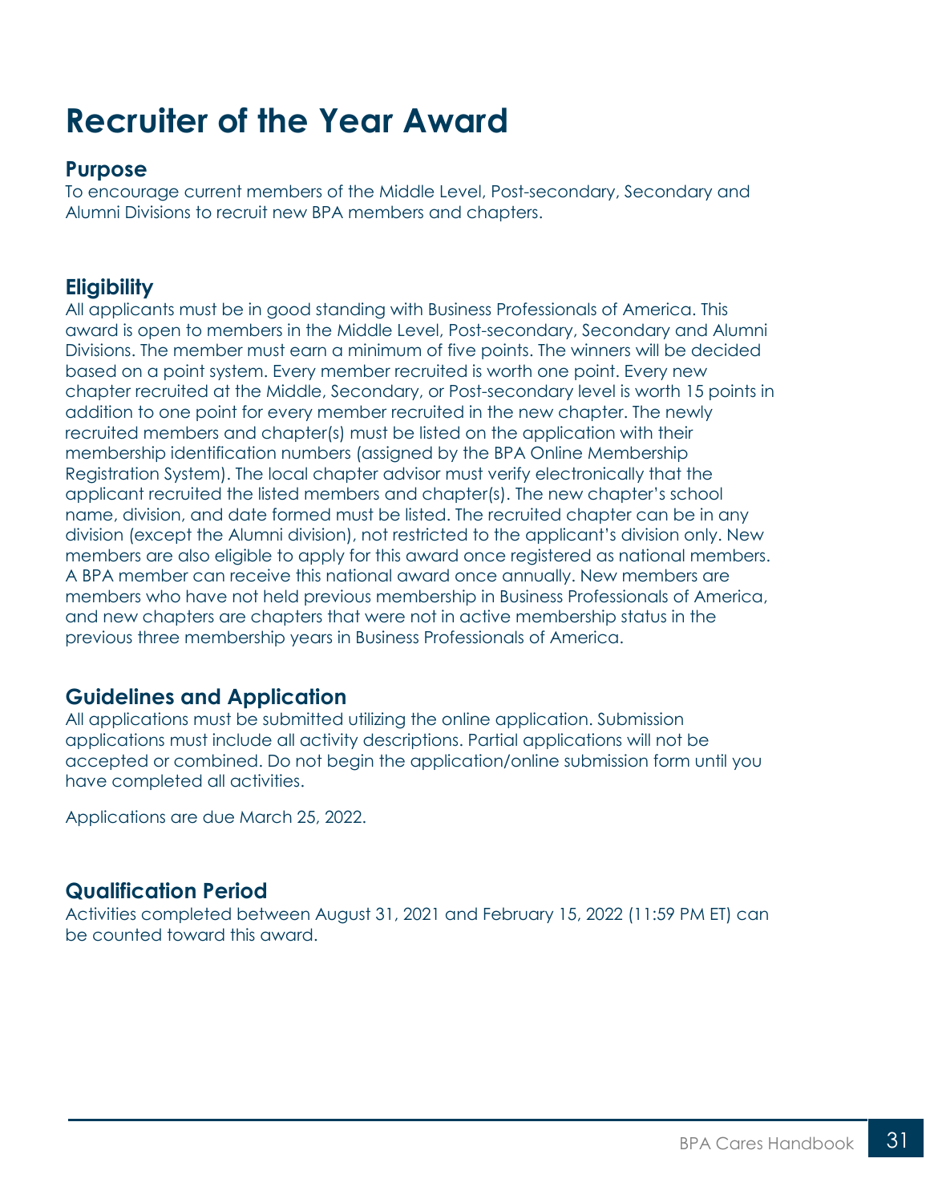# Recruiter of the Year Award

## Purpose

To encourage current members of the Middle Level, Post-secondary, Secondary and Alumni Divisions to recruit new BPA members and chapters.

## Eligibility

All applicants must be in good standing with Business Professionals of America. This award is open to members in the Middle Level, Post-secondary, Secondary and Alumni Divisions. The member must earn a minimum of five points. The winners will be decided based on a point system. Every member recruited is worth one point. Every new chapter recruited at the Middle, Secondary, or Post-secondary level is worth 15 points in addition to one point for every member recruited in the new chapter. The newly recruited members and chapter(s) must be listed on the application with their membership identification numbers (assigned by the BPA Online Membership Registration System). The local chapter advisor must verify electronically that the applicant recruited the listed members and chapter(s). The new chapter's school name, division, and date formed must be listed. The recruited chapter can be in any division (except the Alumni division), not restricted to the applicant's division only. New members are also eligible to apply for this award once registered as national members. A BPA member can receive this national award once annually. New members are members who have not held previous membership in Business Professionals of America, and new chapters are chapters that were not in active membership status in the previous three membership years in Business Professionals of America.

## Guidelines and Application

All applications must be submitted utilizing the online application. Submission applications must include all activity descriptions. Partial applications will not be accepted or combined. Do not begin the application/online submission form until you have completed all activities.

Applications are due March 25, 2022.

## Qualification Period

Activities completed between August 31, 2021 and February 15, 2022 (11:59 PM ET) can be counted toward this award.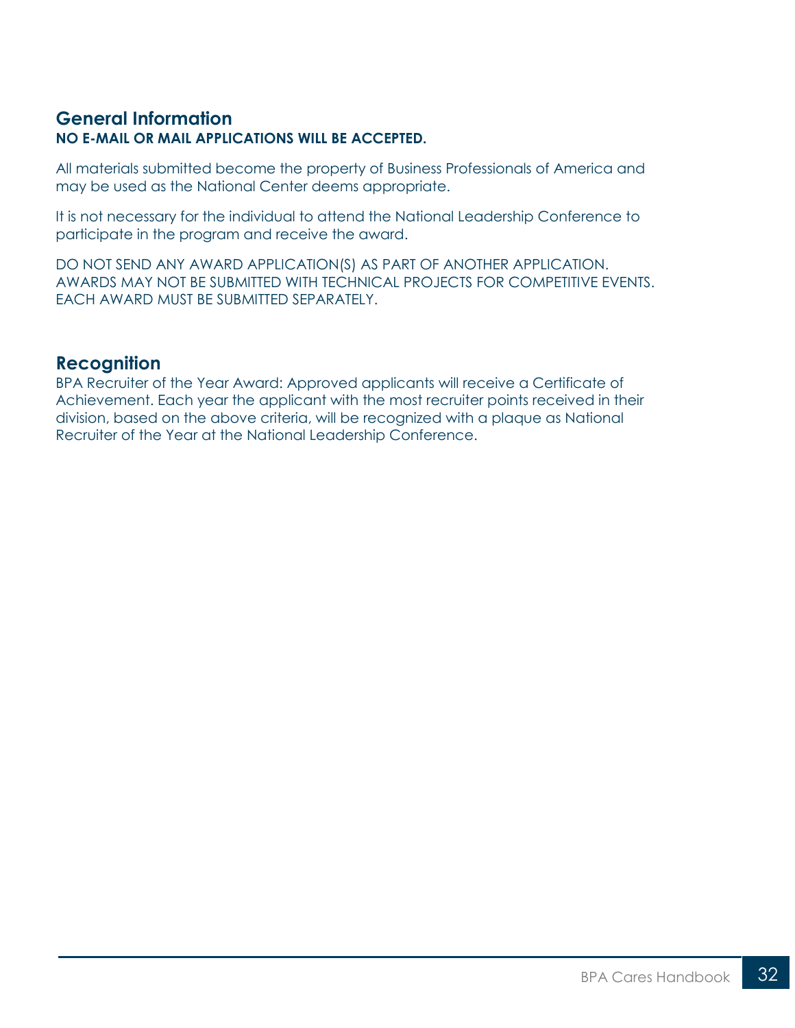## General Information

**NO E-MAIL OR MAIL APPLICATIONS WILL BE ACCEPTED.**

All materials submitted become the property of Business Professionals of America and may be used as the National Center deems appropriate.

It is not necessary for the individual to attend the National Leadership Conference to participate in the program and receive the award.

DO NOT SEND ANY AWARD APPLICATION(S) AS PART OF ANOTHER APPLICATION. AWARDS MAY NOT BE SUBMITTED WITH TECHNICAL PROJECTS FOR COMPETITIVE EVENTS. EACH AWARD MUST BE SUBMITTED SEPARATELY.

## Recognition

BPA Recruiter of the Year Award: Approved applicants will receive a Certificate of Achievement. Each year the applicant with the most recruiter points received in their division, based on the above criteria, will be recognized with a plaque as National Recruiter of the Year at the National Leadership Conference.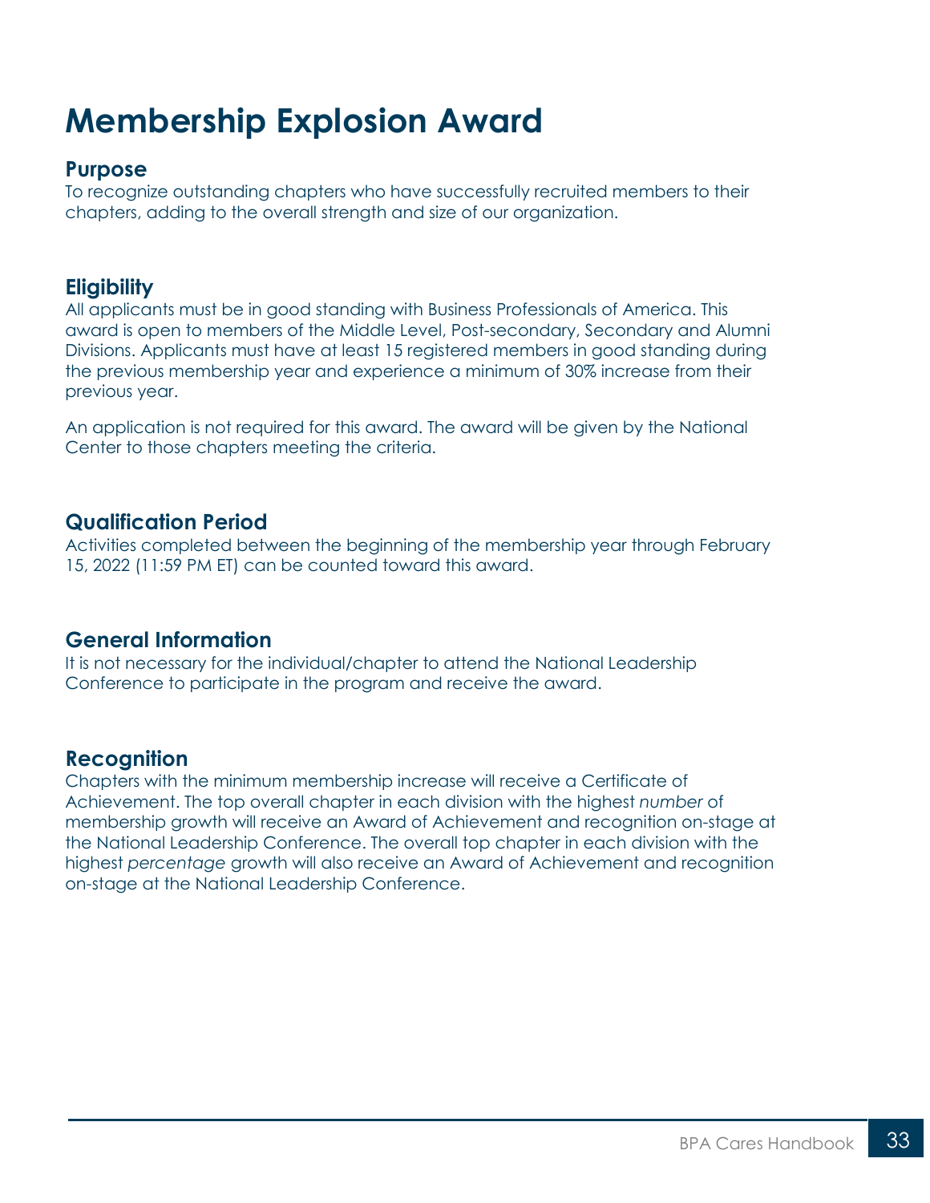# Membership Explosion Award

## Purpose

To recognize outstanding chapters who have successfully recruited members to their chapters, adding to the overall strength and size of our organization.

## Eligibility

All applicants must be in good standing with Business Professionals of America. This award is open to members of the Middle Level, Post-secondary, Secondary and Alumni Divisions. Applicants must have at least 15 registered members in good standing during the previous membership year and experience a minimum of 30% increase from their previous year.

An application is not required for this award. The award will be given by the National Center to those chapters meeting the criteria.

## Qualification Period

Activities completed between the beginning of the membership year through February 15, 2022 (11:59 PM ET) can be counted toward this award.

## General Information

It is not necessary for the individual/chapter to attend the National Leadership Conference to participate in the program and receive the award.

## Recognition

Chapters with the minimum membership increase will receive a Certificate of Achievement. The top overall chapter in each division with the highest *number* of membership growth will receive an Award of Achievement and recognition on-stage at the National Leadership Conference. The overall top chapter in each division with the highest *percentage* growth will also receive an Award of Achievement and recognition on-stage at the National Leadership Conference.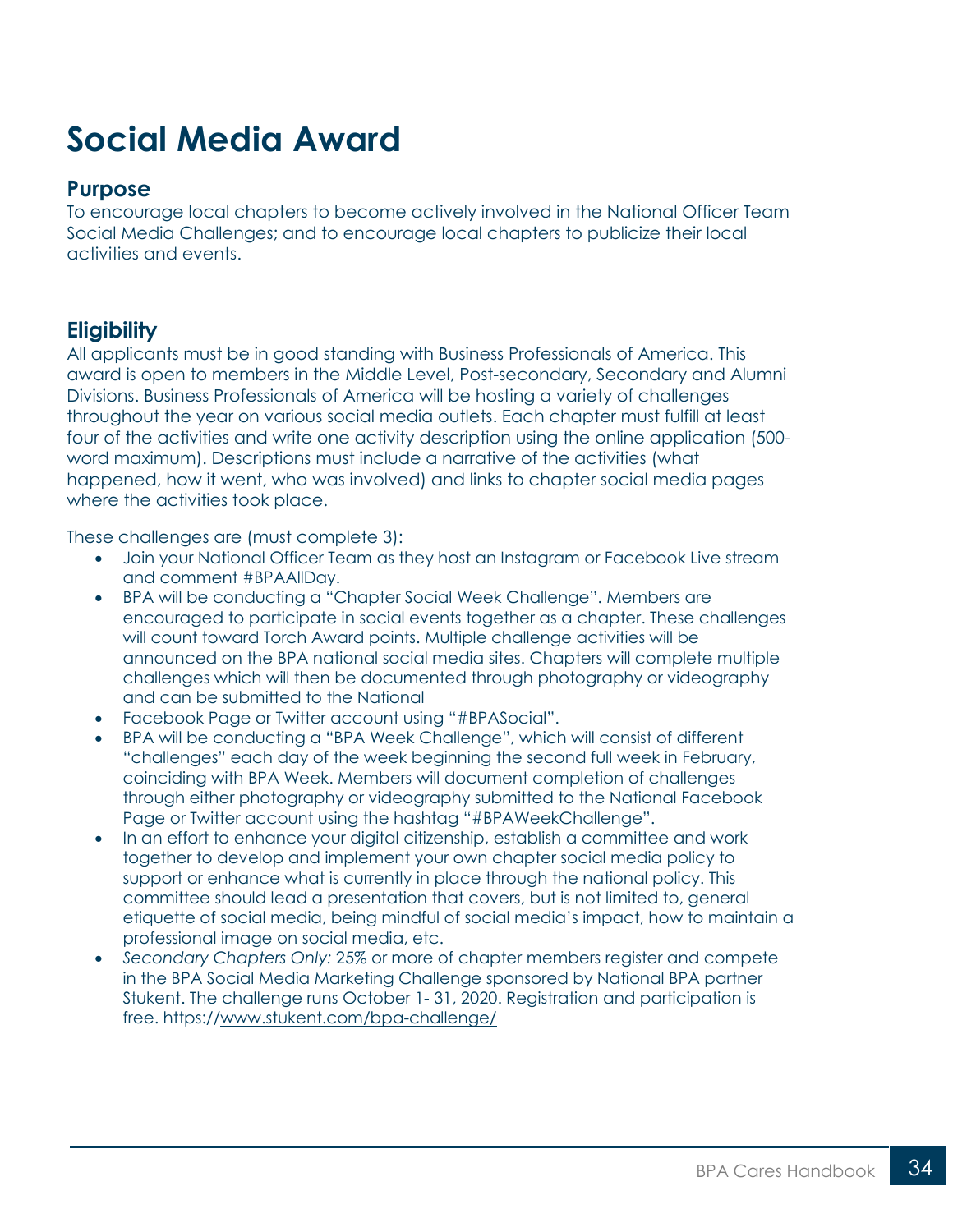# Social Media Award

## Purpose

To encourage local chapters to become actively involved in the National Officer Team Social Media Challenges; and to encourage local chapters to publicize their local activities and events.

## Eligibility

All applicants must be in good standing with Business Professionals of America. This award is open to members in the Middle Level, Post-secondary, Secondary and Alumni Divisions. Business Professionals of America will be hosting a variety of challenges throughout the year on various social media outlets. Each chapter must fulfill at least four of the activities and write one activity description using the online application (500-word maximum). Descriptions must include a narrative of the activities (what happened, how it went, who was involved) and links to chapter social media pages where the activities took place.

These challenges are (must complete 3):

- Join your National Officer Team as they host an Instagram or Facebook Live stream and comment #BPAAllDay.
- BPA will be conducting a "Chapter Social Week Challenge". Members are encouraged to participate in social events together as a chapter. These challenges will count toward Torch Award points. Multiple challenge activities will be announced on the BPA national social media sites. Chapters will complete multiple challenges which will then be documented through photography or videography and can be submitted to the National
- Facebook Page or Twitter account using "#BPASocial".
- BPA will be conducting a "BPA Week Challenge", which will consist of different "challenges" each day of the week beginning the second full week in February, coinciding with BPA Week. Members will document completion of challenges through either photography or videography submitted to the National Facebook Page or Twitter account using the hashtag "#BPAWeekChallenge".
- In an effort to enhance your digital citizenship, establish a committee and work together to develop and implement your own chapter social media policy to support or enhance what is currently in place through the national policy. This committee should lead a presentation that covers, but is not limited to, general etiquette of social media, being mindful of social media's impact, how to maintain a professional image on social media, etc.
- *Secondary Chapters Only:* 25% or more of chapter members register and compete in the BPA Social Media Marketing Challenge sponsored by National BPA partner Stukent. The challenge runs October 1- 31, 2020. Registration and participation is free. https://www.stukent.com/bpa-challenge/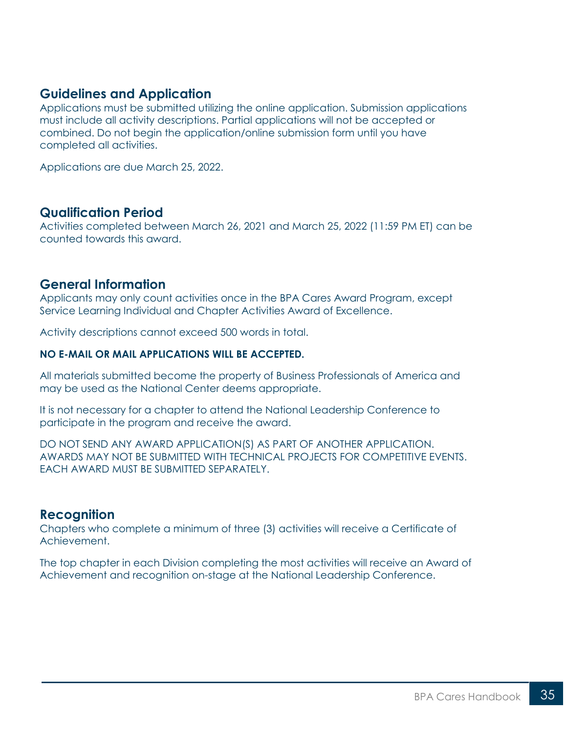## Guidelines and Application

Applications must be submitted utilizing the online application. Submission applications must include all activity descriptions. Partial applications will not be accepted or combined. Do not begin the application/online submission form until you have completed all activities.

Applications are due March 25, 2022.

## Qualification Period

Activities completed between March 26, 2021 and March 25, 2022 (11:59 PM ET) can be counted towards this award.

## General Information

Applicants may only count activities once in the BPA Cares Award Program, except Service Learning Individual and Chapter Activities Award of Excellence.

Activity descriptions cannot exceed 500 words in total.

**NO E-MAIL OR MAIL APPLICATIONS WILL BE ACCEPTED.**

All materials submitted become the property of Business Professionals of America and may be used as the National Center deems appropriate.

It is not necessary for a chapter to attend the National Leadership Conference to participate in the program and receive the award.

DO NOT SEND ANY AWARD APPLICATION(S) AS PART OF ANOTHER APPLICATION. AWARDS MAY NOT BE SUBMITTED WITH TECHNICAL PROJECTS FOR COMPETITIVE EVENTS. EACH AWARD MUST BE SUBMITTED SEPARATELY.

## Recognition

Chapters who complete a minimum of three (3) activities will receive a Certificate of Achievement.

The top chapter in each Division completing the most activities will receive an Award of Achievement and recognition on-stage at the National Leadership Conference.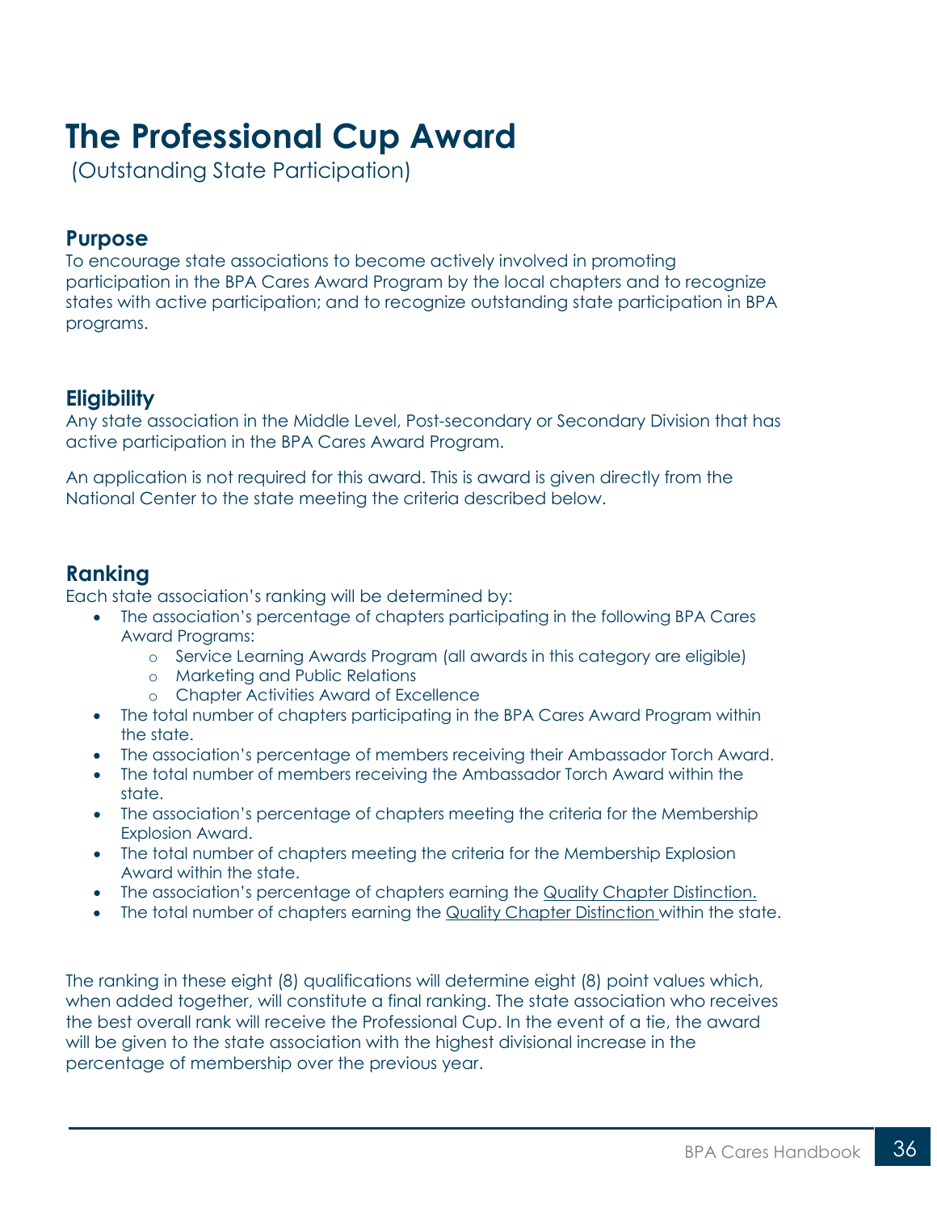# The Professional Cup Award

(Outstanding State Participation)

## Purpose

To encourage state associations to become actively involved in promoting participation in the BPA Cares Award Program by the local chapters and to recognize states with active participation; and to recognize outstanding state participation in BPA programs.

## Eligibility

Any state association in the Middle Level, Post-secondary or Secondary Division that has active participation in the BPA Cares Award Program.

An application is not required for this award. This is award is given directly from the National Center to the state meeting the criteria described below.

## Ranking

Each state association's ranking will be determined by:

- The association's percentage of chapters participating in the following BPA Cares Award Programs:
  - Service Learning Awards Program (all awards in this category are eligible)
  - Marketing and Public Relations
  - Chapter Activities Award of Excellence
- The total number of chapters participating in the BPA Cares Award Program within the state.
- The association's percentage of members receiving their Ambassador Torch Award.
- The total number of members receiving the Ambassador Torch Award within the state.
- The association's percentage of chapters meeting the criteria for the Membership Explosion Award.
- The total number of chapters meeting the criteria for the Membership Explosion Award within the state.
- The association's percentage of chapters earning the Quality Chapter Distinction.
- The total number of chapters earning the Quality Chapter Distinction within the state.

The ranking in these eight (8) qualifications will determine eight (8) point values which, when added together, will constitute a final ranking. The state association who receives the best overall rank will receive the Professional Cup. In the event of a tie, the award will be given to the state association with the highest divisional increase in the percentage of membership over the previous year.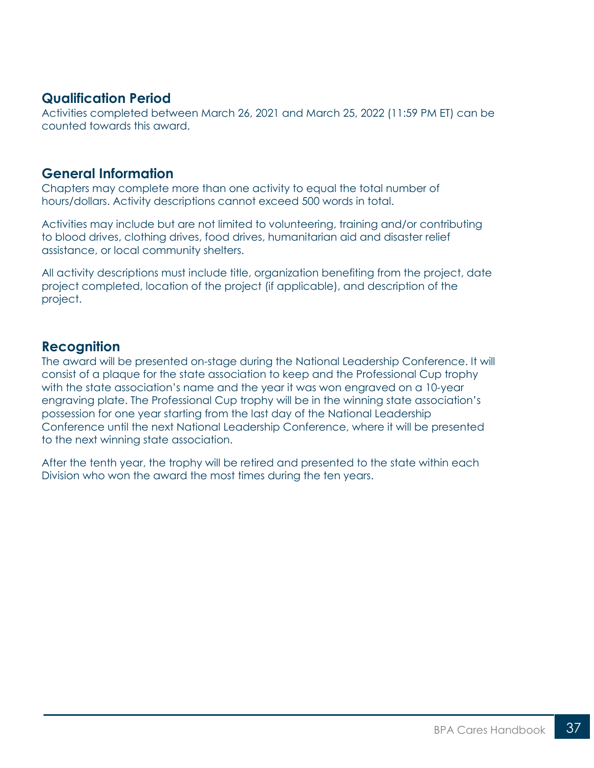## Qualification Period

Activities completed between March 26, 2021 and March 25, 2022 (11:59 PM ET) can be counted towards this award.

## General Information

Chapters may complete more than one activity to equal the total number of hours/dollars. Activity descriptions cannot exceed 500 words in total.

Activities may include but are not limited to volunteering, training and/or contributing to blood drives, clothing drives, food drives, humanitarian aid and disaster relief assistance, or local community shelters.

All activity descriptions must include title, organization benefiting from the project, date project completed, location of the project (if applicable), and description of the project.

## Recognition

The award will be presented on-stage during the National Leadership Conference. It will consist of a plaque for the state association to keep and the Professional Cup trophy with the state association's name and the year it was won engraved on a 10-year engraving plate. The Professional Cup trophy will be in the winning state association's possession for one year starting from the last day of the National Leadership Conference until the next National Leadership Conference, where it will be presented to the next winning state association.

After the tenth year, the trophy will be retired and presented to the state within each Division who won the award the most times during the ten years.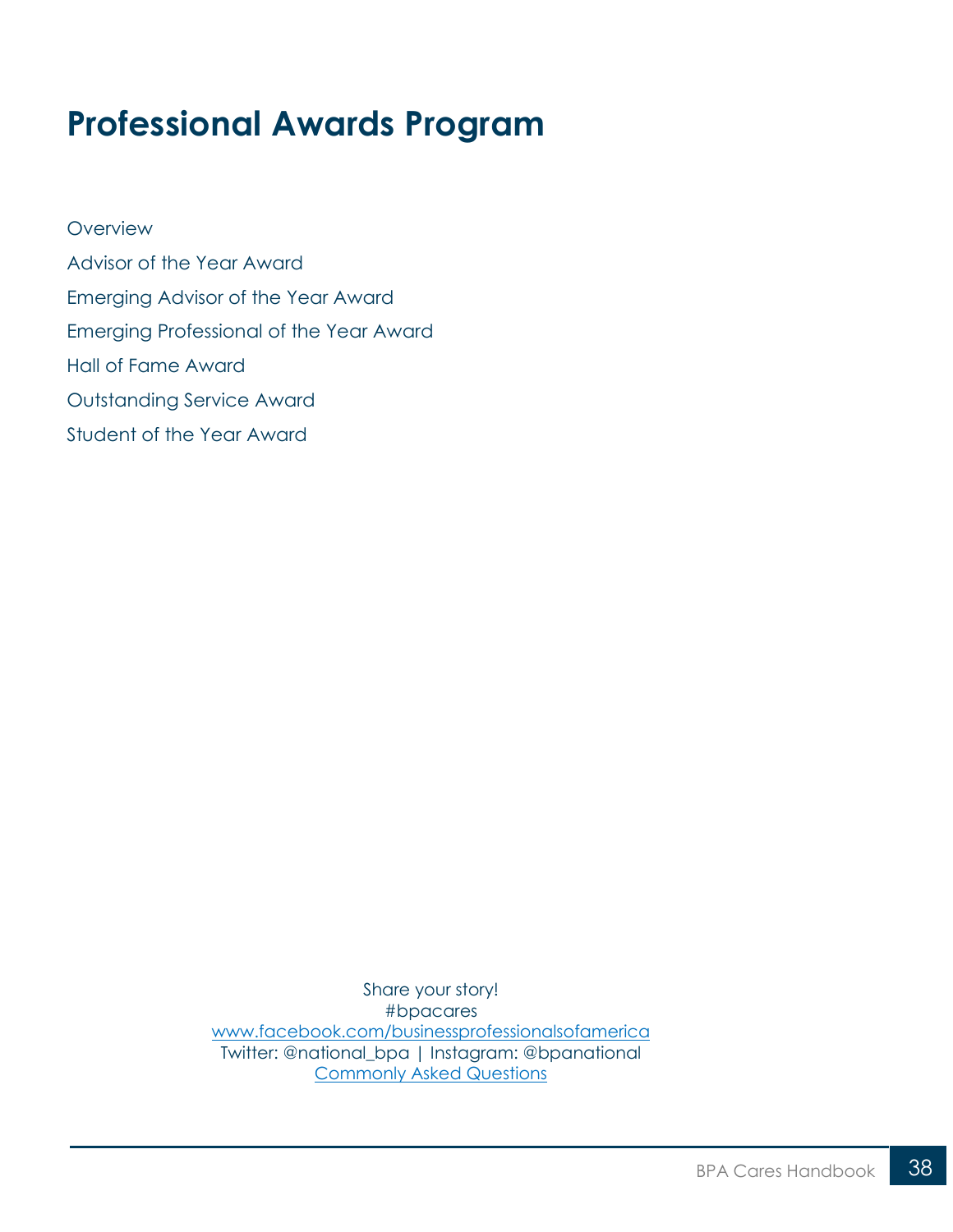# Professional Awards Program

Overview

Advisor of the Year Award

Emerging Advisor of the Year Award

Emerging Professional of the Year Award

Hall of Fame Award

Outstanding Service Award

Student of the Year Award

Share your story!
#bpacares
www.facebook.com/businessprofessionalsofamerica
Twitter: @national_bpa | Instagram: @bpanational
Commonly Asked Questions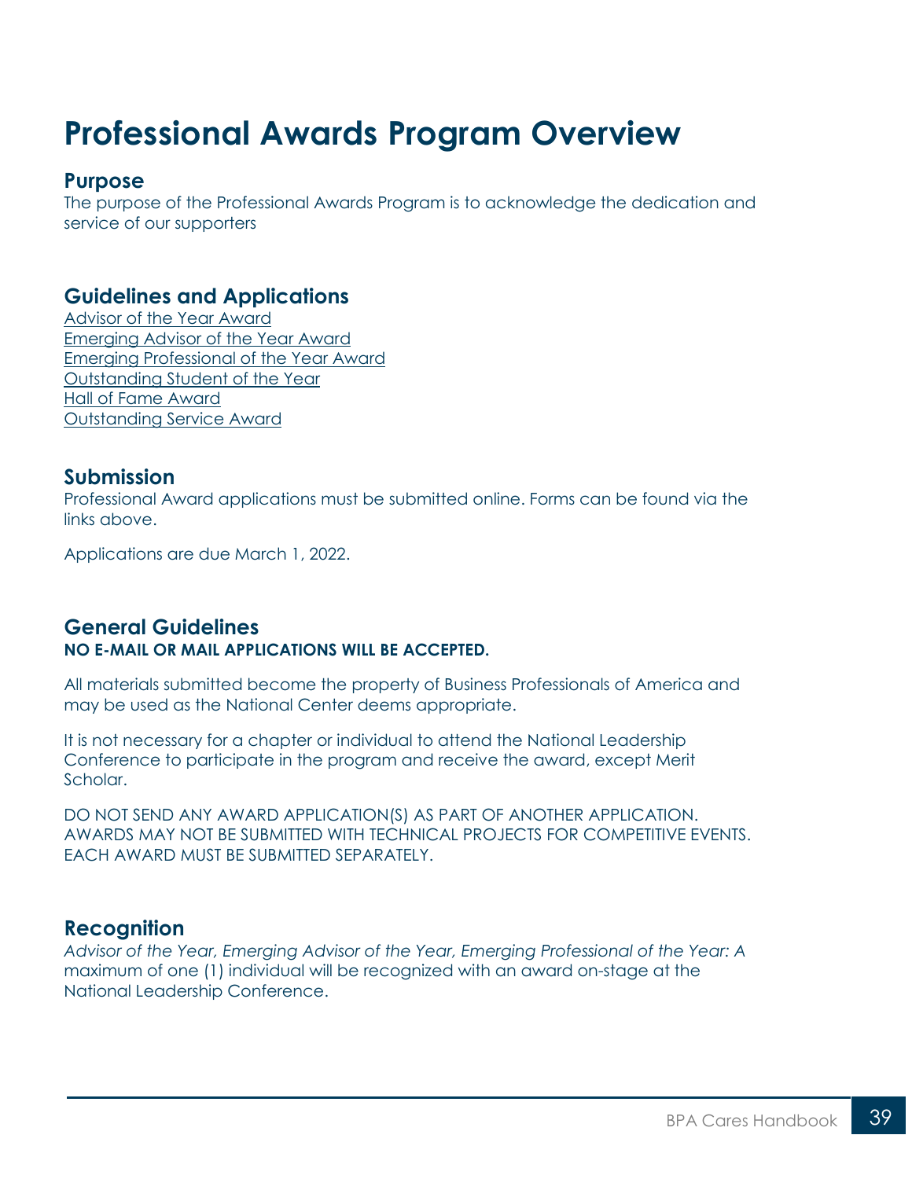# Professional Awards Program Overview

## Purpose

The purpose of the Professional Awards Program is to acknowledge the dedication and service of our supporters

## Guidelines and Applications

Advisor of the Year Award
Emerging Advisor of the Year Award
Emerging Professional of the Year Award
Outstanding Student of the Year
Hall of Fame Award
Outstanding Service Award

## Submission

Professional Award applications must be submitted online. Forms can be found via the links above.

Applications are due March 1, 2022.

## General Guidelines

**NO E-MAIL OR MAIL APPLICATIONS WILL BE ACCEPTED.**

All materials submitted become the property of Business Professionals of America and may be used as the National Center deems appropriate.

It is not necessary for a chapter or individual to attend the National Leadership Conference to participate in the program and receive the award, except Merit Scholar.

DO NOT SEND ANY AWARD APPLICATION(S) AS PART OF ANOTHER APPLICATION. AWARDS MAY NOT BE SUBMITTED WITH TECHNICAL PROJECTS FOR COMPETITIVE EVENTS. EACH AWARD MUST BE SUBMITTED SEPARATELY.

## Recognition

*Advisor of the Year, Emerging Advisor of the Year, Emerging Professional of the Year: A* maximum of one (1) individual will be recognized with an award on-stage at the National Leadership Conference.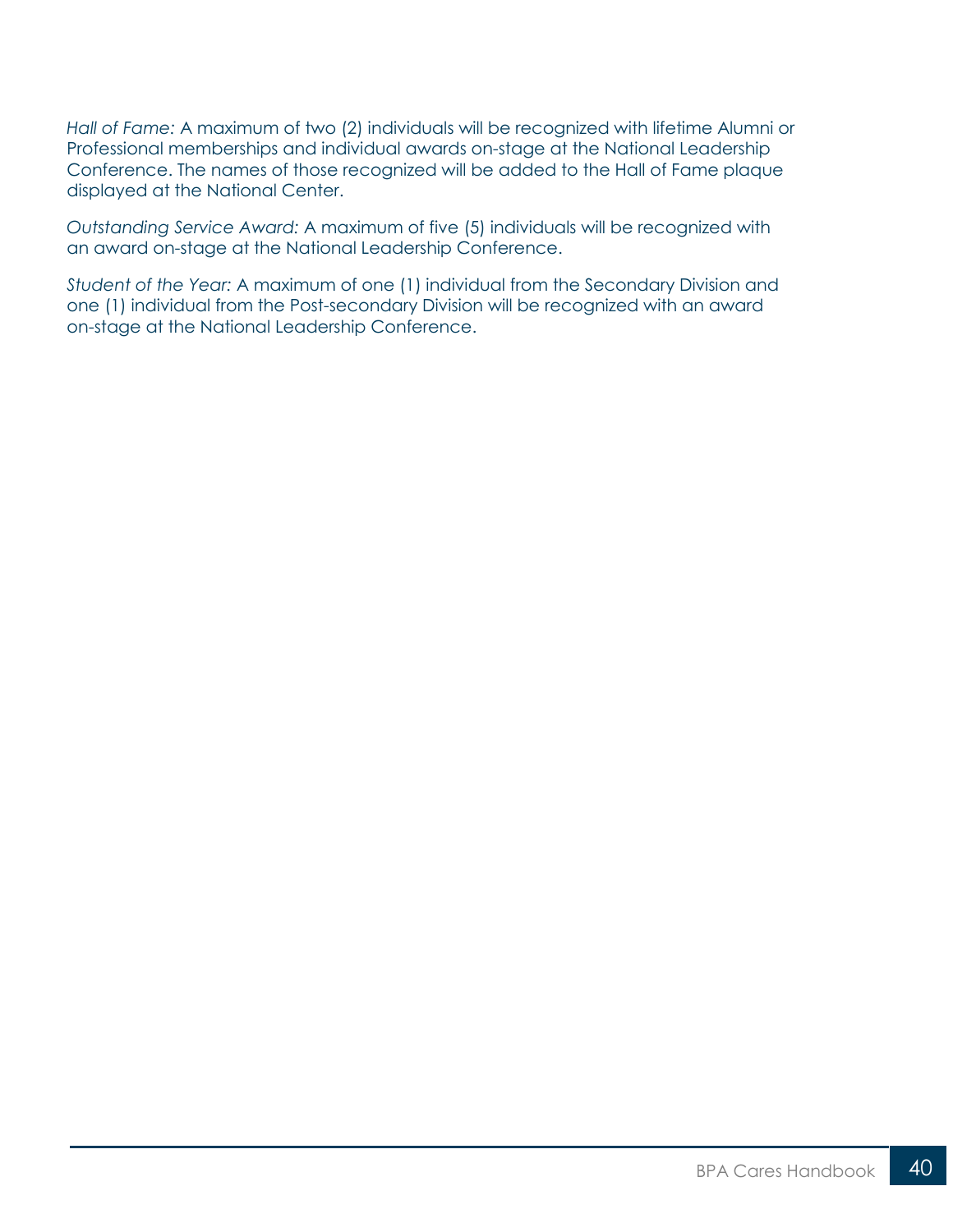*Hall of Fame:* A maximum of two (2) individuals will be recognized with lifetime Alumni or Professional memberships and individual awards on-stage at the National Leadership Conference. The names of those recognized will be added to the Hall of Fame plaque displayed at the National Center.

*Outstanding Service Award:* A maximum of five (5) individuals will be recognized with an award on-stage at the National Leadership Conference.

*Student of the Year:* A maximum of one (1) individual from the Secondary Division and one (1) individual from the Post-secondary Division will be recognized with an award on-stage at the National Leadership Conference.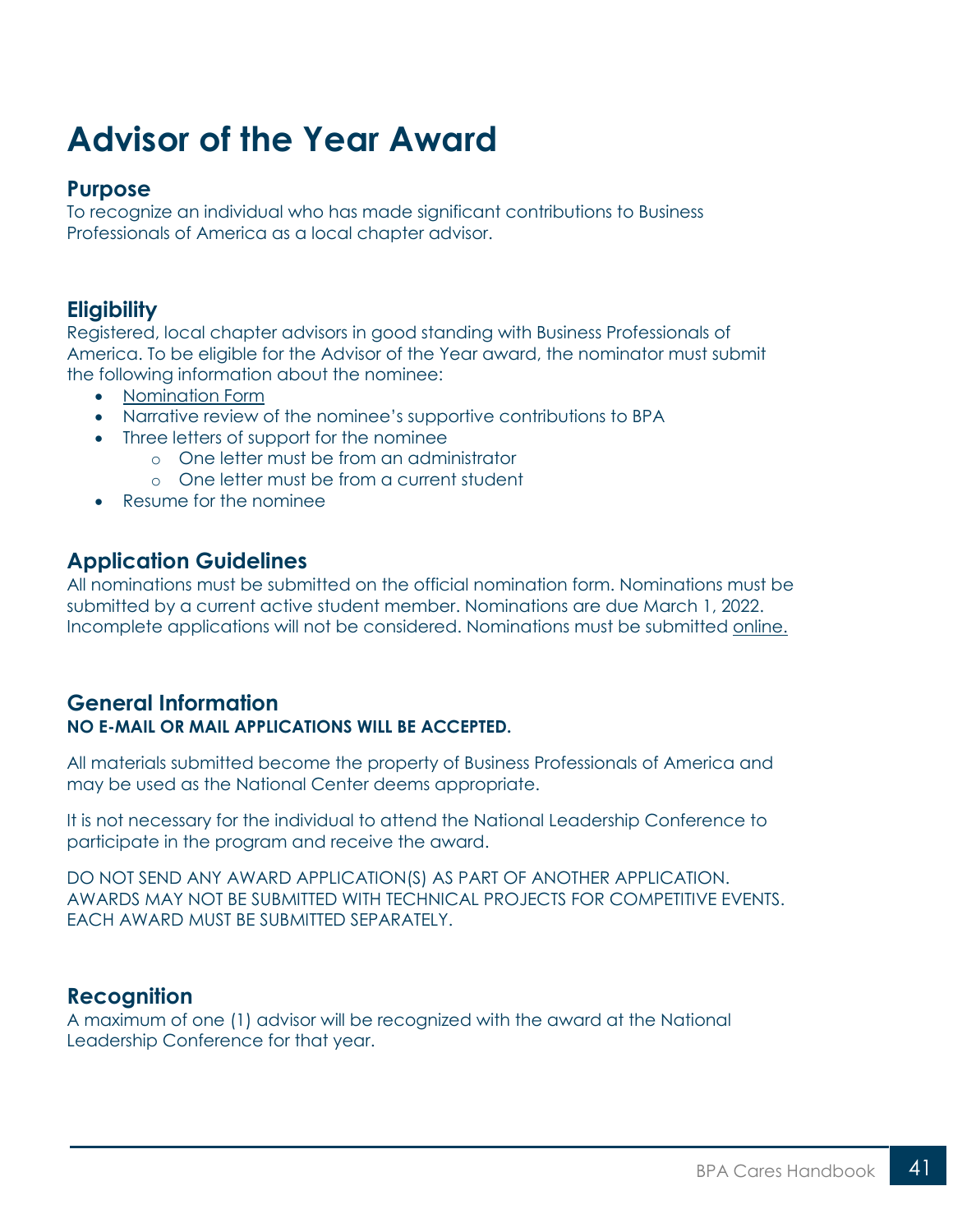# Advisor of the Year Award

## Purpose

To recognize an individual who has made significant contributions to Business Professionals of America as a local chapter advisor.

## Eligibility

Registered, local chapter advisors in good standing with Business Professionals of America. To be eligible for the Advisor of the Year award, the nominator must submit the following information about the nominee:

- Nomination Form
- Narrative review of the nominee's supportive contributions to BPA
- Three letters of support for the nominee
    - One letter must be from an administrator
    - One letter must be from a current student
- Resume for the nominee

## Application Guidelines

All nominations must be submitted on the official nomination form. Nominations must be submitted by a current active student member. Nominations are due March 1, 2022. Incomplete applications will not be considered. Nominations must be submitted online.

## General Information

**NO E-MAIL OR MAIL APPLICATIONS WILL BE ACCEPTED.**

All materials submitted become the property of Business Professionals of America and may be used as the National Center deems appropriate.

It is not necessary for the individual to attend the National Leadership Conference to participate in the program and receive the award.

DO NOT SEND ANY AWARD APPLICATION(S) AS PART OF ANOTHER APPLICATION. AWARDS MAY NOT BE SUBMITTED WITH TECHNICAL PROJECTS FOR COMPETITIVE EVENTS. EACH AWARD MUST BE SUBMITTED SEPARATELY.

## Recognition

A maximum of one (1) advisor will be recognized with the award at the National Leadership Conference for that year.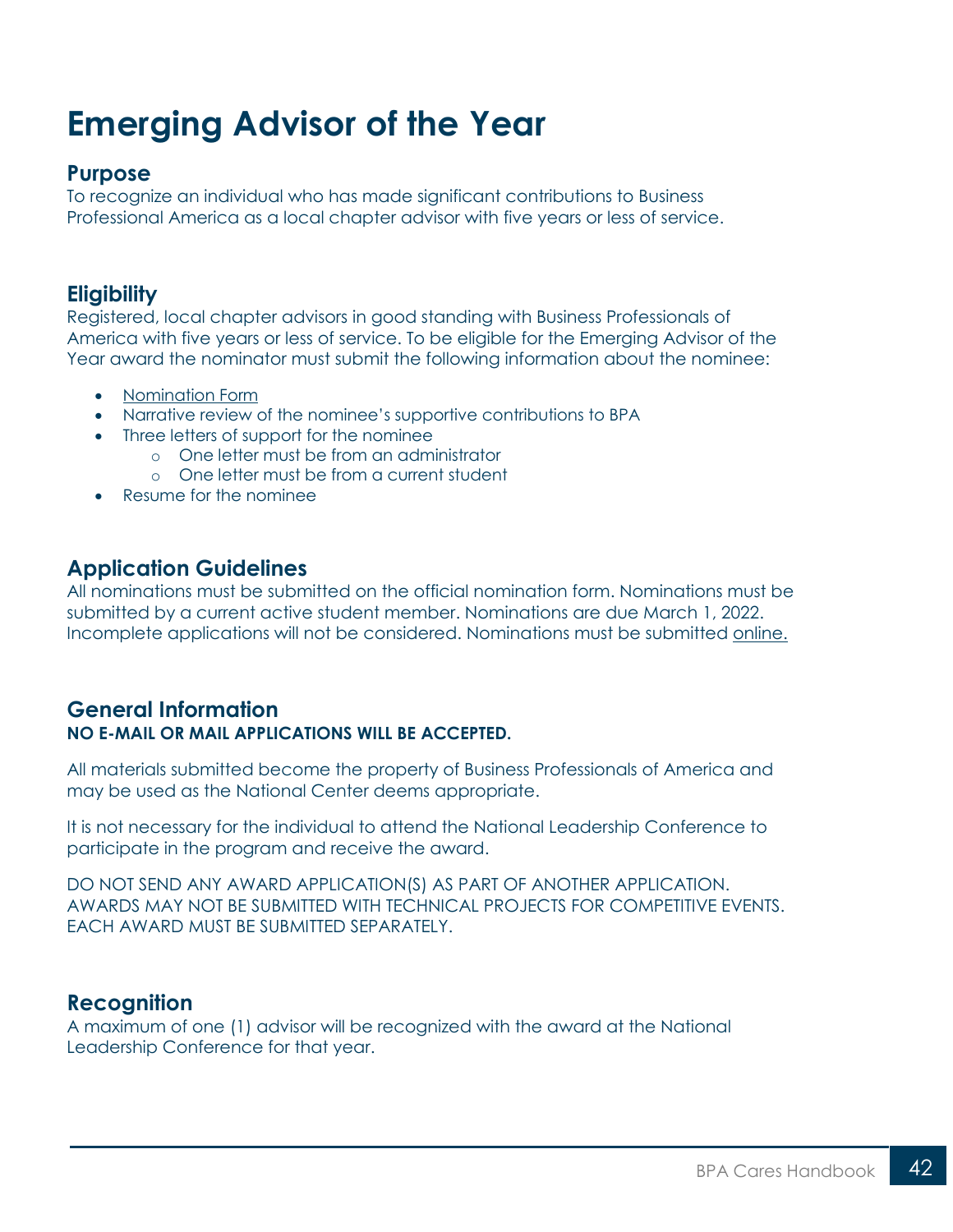# Emerging Advisor of the Year

## Purpose

To recognize an individual who has made significant contributions to Business Professional America as a local chapter advisor with five years or less of service.

## Eligibility

Registered, local chapter advisors in good standing with Business Professionals of America with five years or less of service. To be eligible for the Emerging Advisor of the Year award the nominator must submit the following information about the nominee:

- Nomination Form
- Narrative review of the nominee's supportive contributions to BPA
- Three letters of support for the nominee
  - One letter must be from an administrator
  - One letter must be from a current student
- Resume for the nominee

## Application Guidelines

All nominations must be submitted on the official nomination form. Nominations must be submitted by a current active student member. Nominations are due March 1, 2022. Incomplete applications will not be considered. Nominations must be submitted online.

## General Information

**NO E-MAIL OR MAIL APPLICATIONS WILL BE ACCEPTED.**

All materials submitted become the property of Business Professionals of America and may be used as the National Center deems appropriate.

It is not necessary for the individual to attend the National Leadership Conference to participate in the program and receive the award.

DO NOT SEND ANY AWARD APPLICATION(S) AS PART OF ANOTHER APPLICATION. AWARDS MAY NOT BE SUBMITTED WITH TECHNICAL PROJECTS FOR COMPETITIVE EVENTS. EACH AWARD MUST BE SUBMITTED SEPARATELY.

## Recognition

A maximum of one (1) advisor will be recognized with the award at the National Leadership Conference for that year.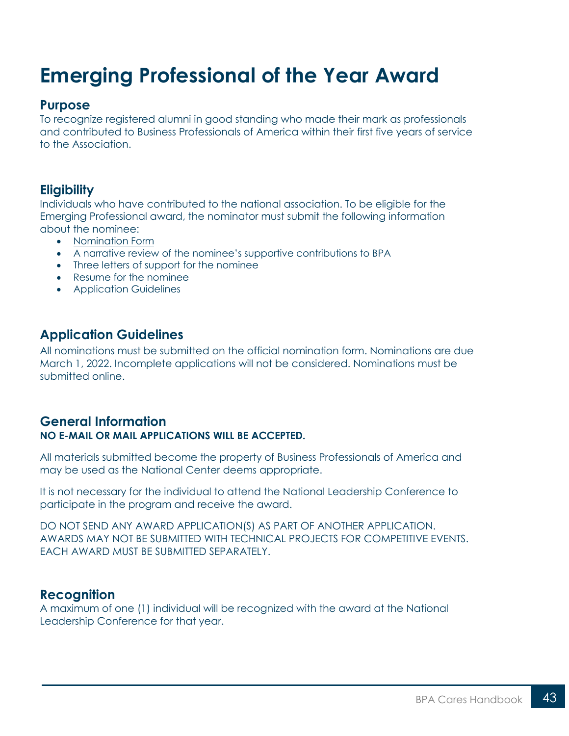# Emerging Professional of the Year Award

## Purpose

To recognize registered alumni in good standing who made their mark as professionals and contributed to Business Professionals of America within their first five years of service to the Association.

## Eligibility

Individuals who have contributed to the national association. To be eligible for the Emerging Professional award, the nominator must submit the following information about the nominee:

- Nomination Form
- A narrative review of the nominee's supportive contributions to BPA
- Three letters of support for the nominee
- Resume for the nominee
- Application Guidelines

## Application Guidelines

All nominations must be submitted on the official nomination form. Nominations are due March 1, 2022. Incomplete applications will not be considered. Nominations must be submitted online.

## General Information

**NO E-MAIL OR MAIL APPLICATIONS WILL BE ACCEPTED.**

All materials submitted become the property of Business Professionals of America and may be used as the National Center deems appropriate.

It is not necessary for the individual to attend the National Leadership Conference to participate in the program and receive the award.

DO NOT SEND ANY AWARD APPLICATION(S) AS PART OF ANOTHER APPLICATION. AWARDS MAY NOT BE SUBMITTED WITH TECHNICAL PROJECTS FOR COMPETITIVE EVENTS. EACH AWARD MUST BE SUBMITTED SEPARATELY.

## Recognition

A maximum of one (1) individual will be recognized with the award at the National Leadership Conference for that year.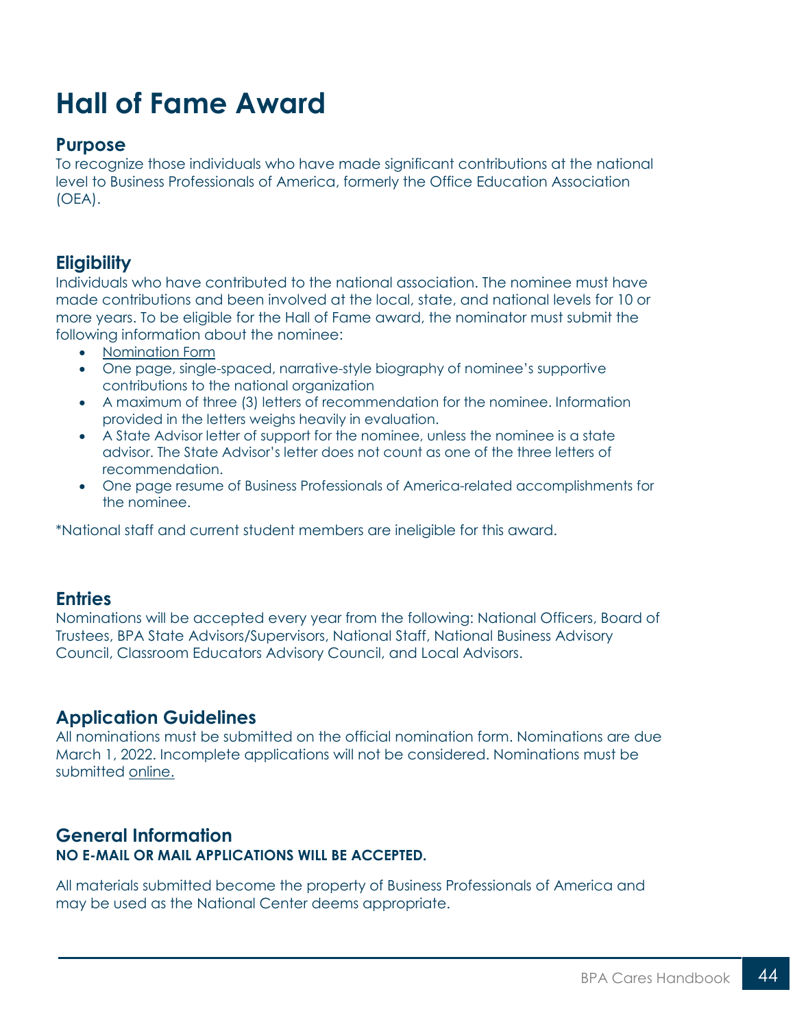# Hall of Fame Award

## Purpose

To recognize those individuals who have made significant contributions at the national level to Business Professionals of America, formerly the Office Education Association (OEA).

## Eligibility

Individuals who have contributed to the national association. The nominee must have made contributions and been involved at the local, state, and national levels for 10 or more years. To be eligible for the Hall of Fame award, the nominator must submit the following information about the nominee:

- Nomination Form
- One page, single-spaced, narrative-style biography of nominee's supportive contributions to the national organization
- A maximum of three (3) letters of recommendation for the nominee. Information provided in the letters weighs heavily in evaluation.
- A State Advisor letter of support for the nominee, unless the nominee is a state advisor. The State Advisor's letter does not count as one of the three letters of recommendation.
- One page resume of Business Professionals of America-related accomplishments for the nominee.

*National staff and current student members are ineligible for this award.

## Entries

Nominations will be accepted every year from the following: National Officers, Board of Trustees, BPA State Advisors/Supervisors, National Staff, National Business Advisory Council, Classroom Educators Advisory Council, and Local Advisors.

## Application Guidelines

All nominations must be submitted on the official nomination form. Nominations are due March 1, 2022. Incomplete applications will not be considered. Nominations must be submitted online.

## General Information

**NO E-MAIL OR MAIL APPLICATIONS WILL BE ACCEPTED.**

All materials submitted become the property of Business Professionals of America and may be used as the National Center deems appropriate.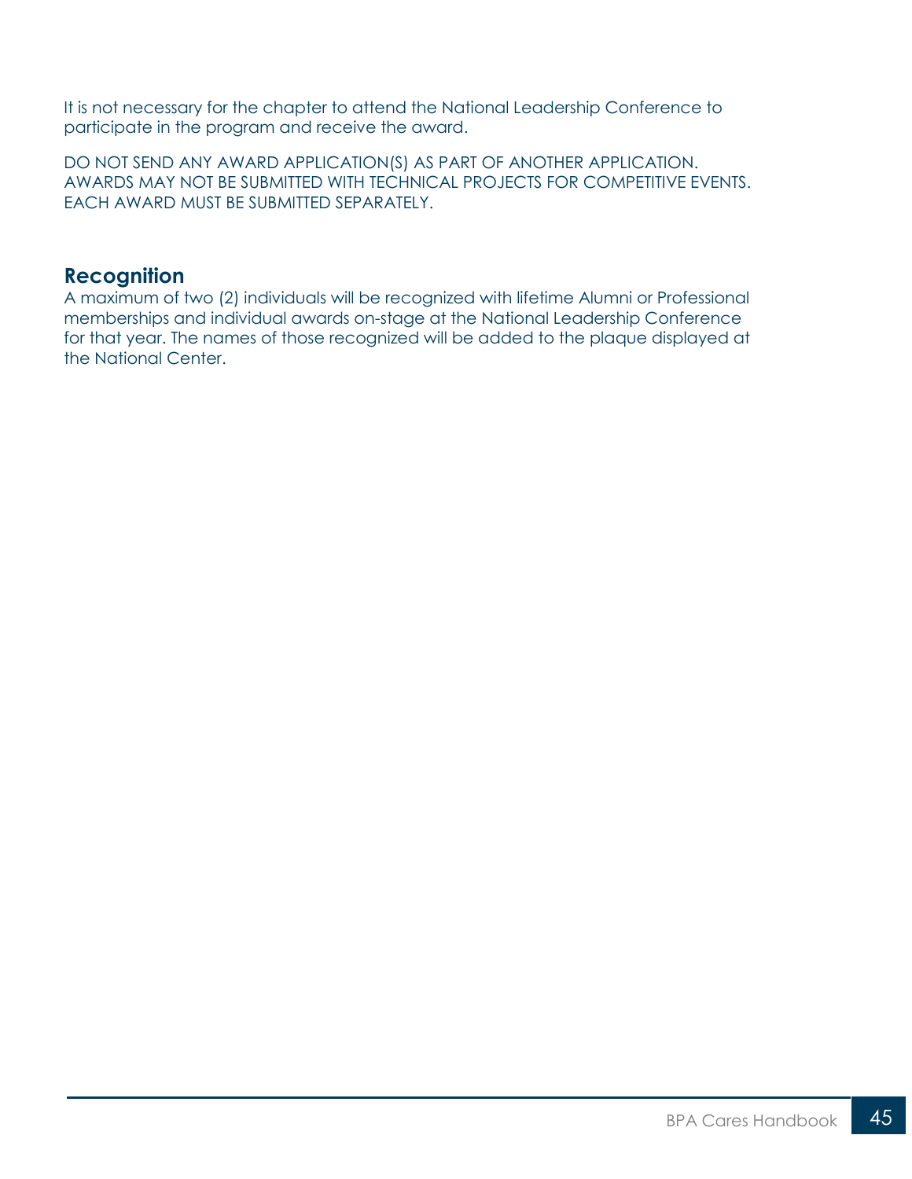It is not necessary for the chapter to attend the National Leadership Conference to participate in the program and receive the award.

DO NOT SEND ANY AWARD APPLICATION(S) AS PART OF ANOTHER APPLICATION. AWARDS MAY NOT BE SUBMITTED WITH TECHNICAL PROJECTS FOR COMPETITIVE EVENTS. EACH AWARD MUST BE SUBMITTED SEPARATELY.

## Recognition

A maximum of two (2) individuals will be recognized with lifetime Alumni or Professional memberships and individual awards on-stage at the National Leadership Conference for that year. The names of those recognized will be added to the plaque displayed at the National Center.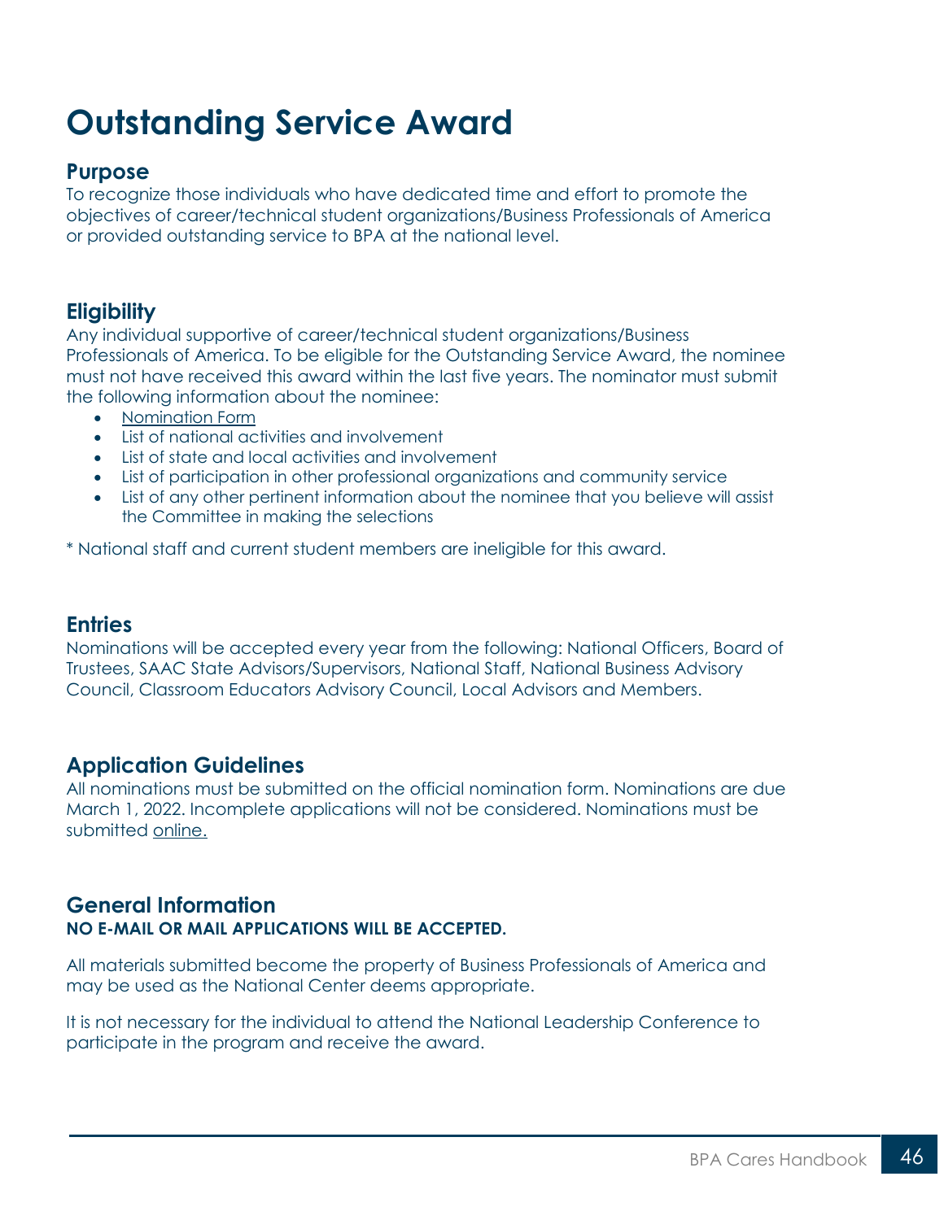# Outstanding Service Award

## Purpose

To recognize those individuals who have dedicated time and effort to promote the objectives of career/technical student organizations/Business Professionals of America or provided outstanding service to BPA at the national level.

## Eligibility

Any individual supportive of career/technical student organizations/Business Professionals of America. To be eligible for the Outstanding Service Award, the nominee must not have received this award within the last five years. The nominator must submit the following information about the nominee:

- Nomination Form
- List of national activities and involvement
- List of state and local activities and involvement
- List of participation in other professional organizations and community service
- List of any other pertinent information about the nominee that you believe will assist the Committee in making the selections

* National staff and current student members are ineligible for this award.

## Entries

Nominations will be accepted every year from the following: National Officers, Board of Trustees, SAAC State Advisors/Supervisors, National Staff, National Business Advisory Council, Classroom Educators Advisory Council, Local Advisors and Members.

## Application Guidelines

All nominations must be submitted on the official nomination form. Nominations are due March 1, 2022. Incomplete applications will not be considered. Nominations must be submitted online.

## General Information

**NO E-MAIL OR MAIL APPLICATIONS WILL BE ACCEPTED.**

All materials submitted become the property of Business Professionals of America and may be used as the National Center deems appropriate.

It is not necessary for the individual to attend the National Leadership Conference to participate in the program and receive the award.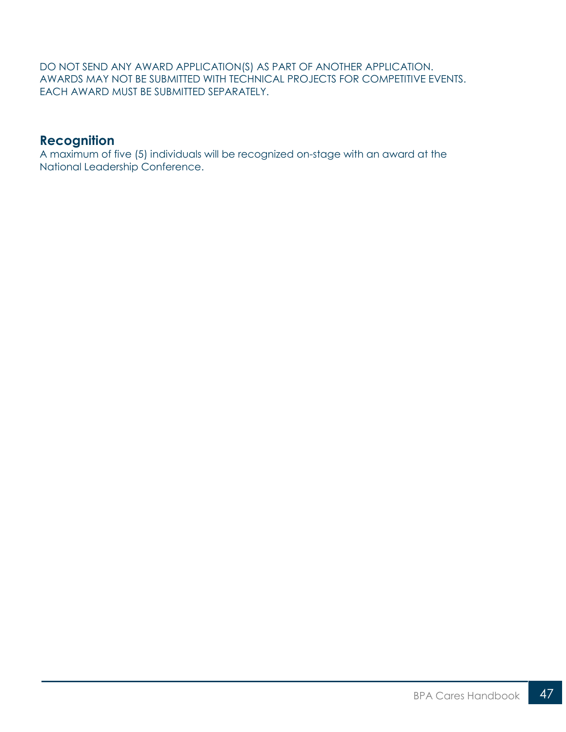DO NOT SEND ANY AWARD APPLICATION(S) AS PART OF ANOTHER APPLICATION.
AWARDS MAY NOT BE SUBMITTED WITH TECHNICAL PROJECTS FOR COMPETITIVE EVENTS.
EACH AWARD MUST BE SUBMITTED SEPARATELY.

## Recognition

A maximum of five (5) individuals will be recognized on-stage with an award at the National Leadership Conference.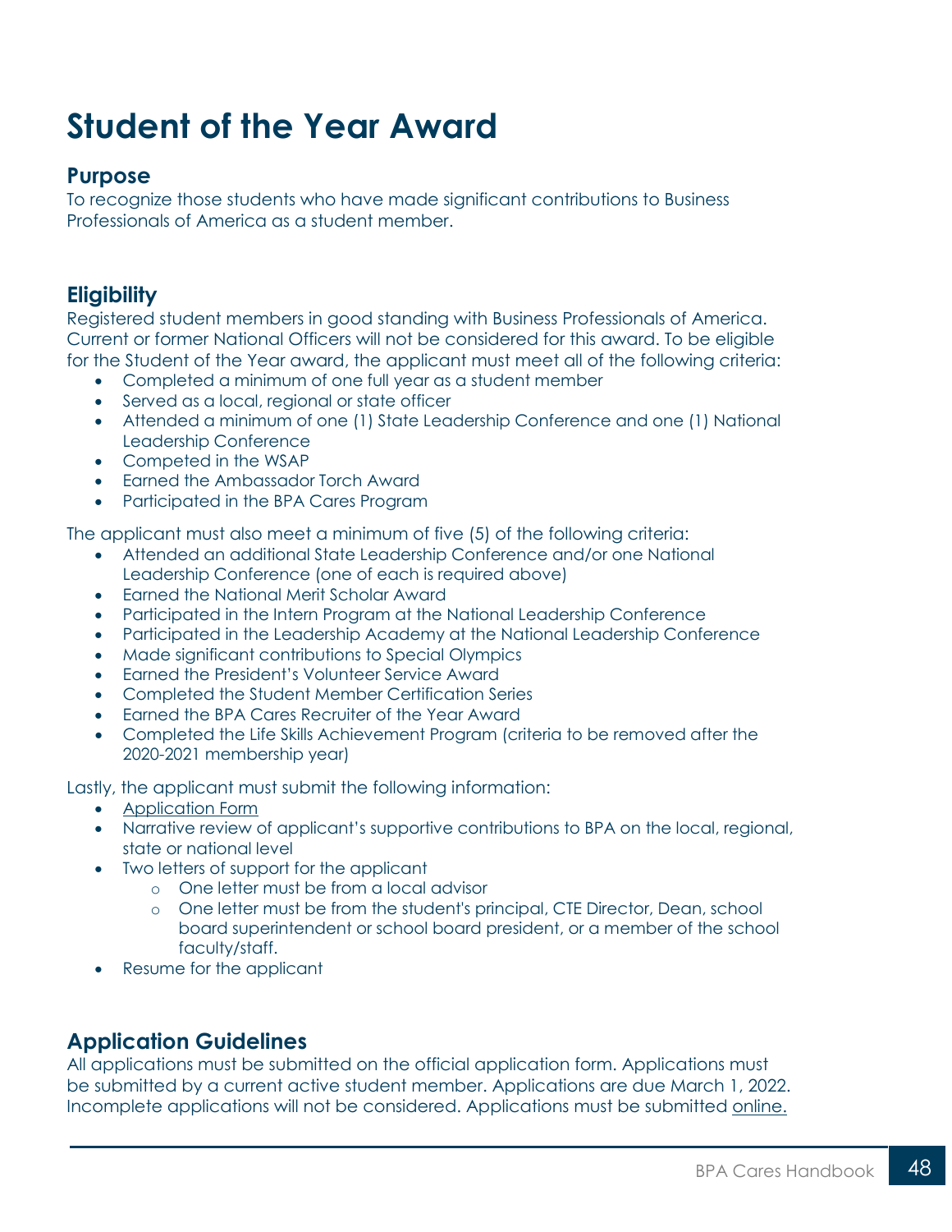# Student of the Year Award

## Purpose

To recognize those students who have made significant contributions to Business Professionals of America as a student member.

## Eligibility

Registered student members in good standing with Business Professionals of America. Current or former National Officers will not be considered for this award. To be eligible for the Student of the Year award, the applicant must meet all of the following criteria:

- Completed a minimum of one full year as a student member
- Served as a local, regional or state officer
- Attended a minimum of one (1) State Leadership Conference and one (1) National Leadership Conference
- Competed in the WSAP
- Earned the Ambassador Torch Award
- Participated in the BPA Cares Program

The applicant must also meet a minimum of five (5) of the following criteria:

- Attended an additional State Leadership Conference and/or one National Leadership Conference (one of each is required above)
- Earned the National Merit Scholar Award
- Participated in the Intern Program at the National Leadership Conference
- Participated in the Leadership Academy at the National Leadership Conference
- Made significant contributions to Special Olympics
- Earned the President's Volunteer Service Award
- Completed the Student Member Certification Series
- Earned the BPA Cares Recruiter of the Year Award
- Completed the Life Skills Achievement Program (criteria to be removed after the 2020-2021 membership year)

Lastly, the applicant must submit the following information:

- Application Form
- Narrative review of applicant's supportive contributions to BPA on the local, regional, state or national level
- Two letters of support for the applicant
  - One letter must be from a local advisor
  - One letter must be from the student's principal, CTE Director, Dean, school board superintendent or school board president, or a member of the school faculty/staff.
- Resume for the applicant

## Application Guidelines

All applications must be submitted on the official application form. Applications must be submitted by a current active student member. Applications are due March 1, 2022. Incomplete applications will not be considered. Applications must be submitted online.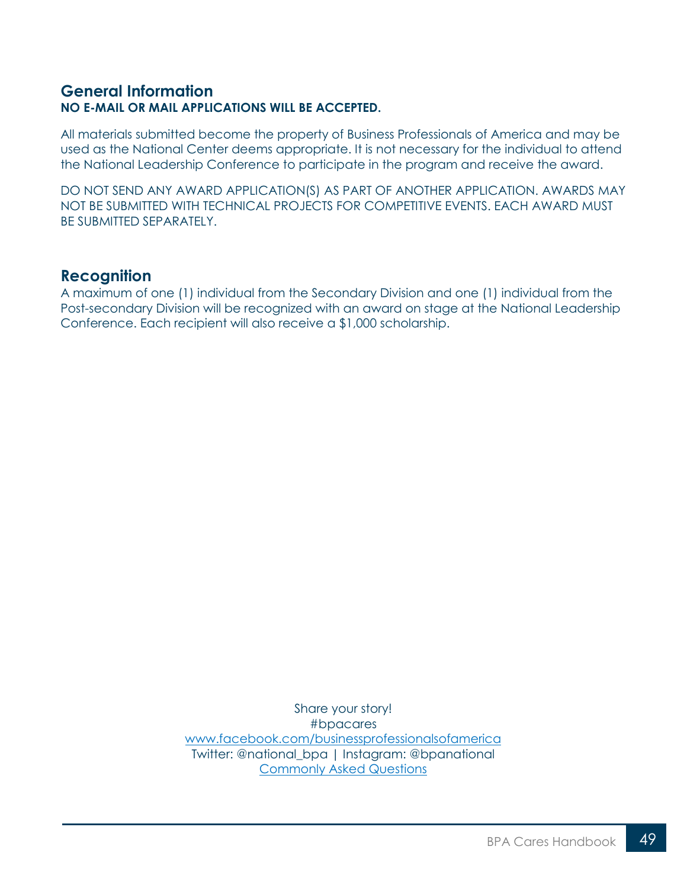## General Information

**NO E-MAIL OR MAIL APPLICATIONS WILL BE ACCEPTED.**

All materials submitted become the property of Business Professionals of America and may be used as the National Center deems appropriate. It is not necessary for the individual to attend the National Leadership Conference to participate in the program and receive the award.

DO NOT SEND ANY AWARD APPLICATION(S) AS PART OF ANOTHER APPLICATION. AWARDS MAY NOT BE SUBMITTED WITH TECHNICAL PROJECTS FOR COMPETITIVE EVENTS. EACH AWARD MUST BE SUBMITTED SEPARATELY.

## Recognition

A maximum of one (1) individual from the Secondary Division and one (1) individual from the Post-secondary Division will be recognized with an award on stage at the National Leadership Conference. Each recipient will also receive a $1,000 scholarship.

Share your story!
#bpacares
[www.facebook.com/businessprofessionalsofamerica](www.facebook.com/businessprofessionalsofamerica)
Twitter: @national_bpa | Instagram: @bpanational
Commonly Asked Questions